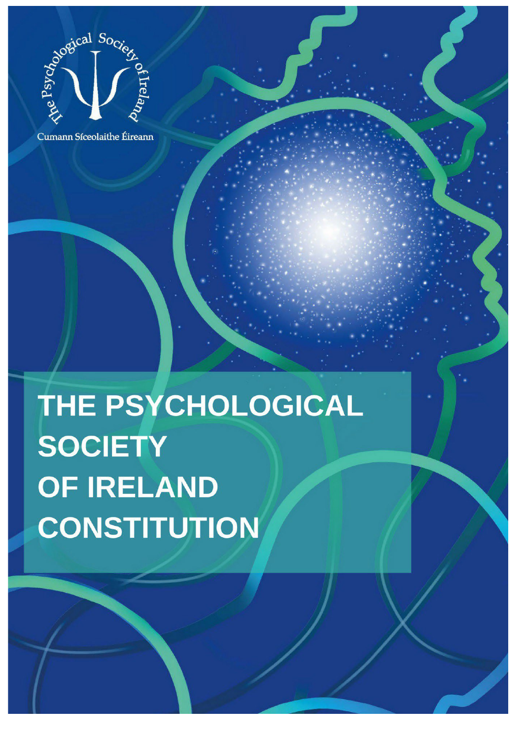The Psychological Society of Ireland

Cumann Síceolaithe Éireann

# THE PSYCHOLOGICAL SOCIETY OF IRELAND CONSTITUTION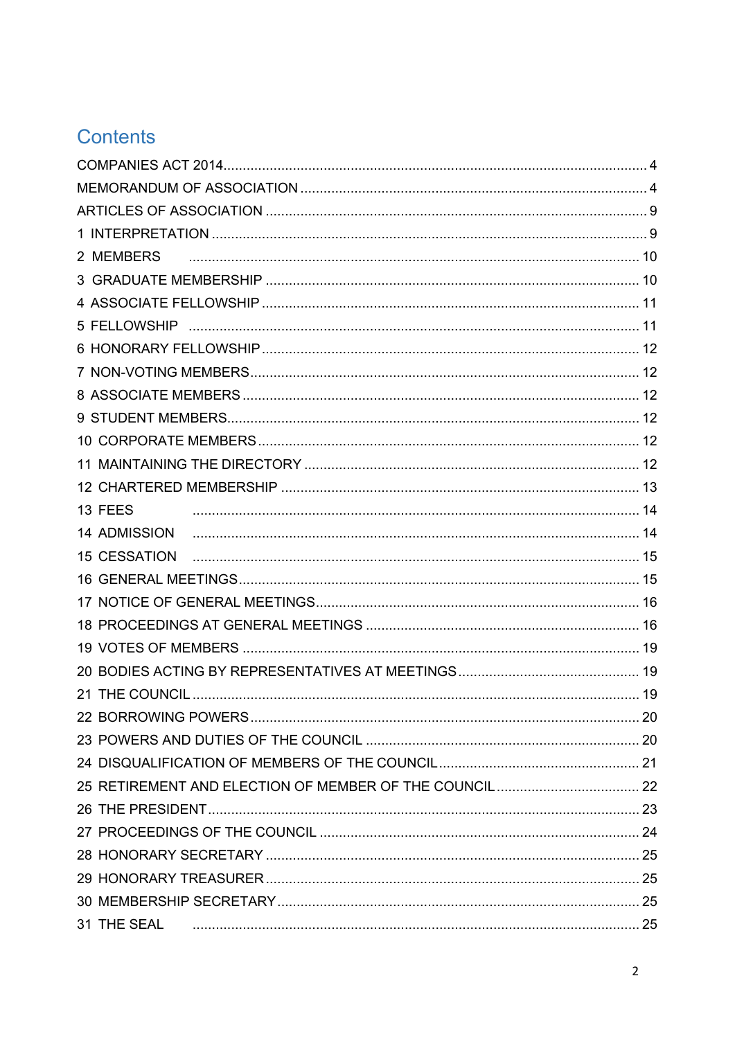# Contents

COMPANIES ACT 2014 .... 4

MEMORANDUM OF ASSOCIATION .... 4

ARTICLES OF ASSOCIATION .... 9

1 INTERPRETATION .... 9

2 MEMBERS .... 10

3 GRADUATE MEMBERSHIP .... 10

4 ASSOCIATE FELLOWSHIP .... 11

5 FELLOWSHIP .... 11

6 HONORARY FELLOWSHIP .... 12

7 NON-VOTING MEMBERS .... 12

8 ASSOCIATE MEMBERS .... 12

9 STUDENT MEMBERS .... 12

10 CORPORATE MEMBERS .... 12

11 MAINTAINING THE DIRECTORY .... 12

12 CHARTERED MEMBERSHIP .... 13

13 FEES .... 14

14 ADMISSION .... 14

15 CESSATION .... 15

16 GENERAL MEETINGS .... 15

17 NOTICE OF GENERAL MEETINGS .... 16

18 PROCEEDINGS AT GENERAL MEETINGS .... 16

19 VOTES OF MEMBERS .... 19

20 BODIES ACTING BY REPRESENTATIVES AT MEETINGS .... 19

21 THE COUNCIL .... 19

22 BORROWING POWERS .... 20

23 POWERS AND DUTIES OF THE COUNCIL .... 20

24 DISQUALIFICATION OF MEMBERS OF THE COUNCIL .... 21

25 RETIREMENT AND ELECTION OF MEMBER OF THE COUNCIL .... 22

26 THE PRESIDENT .... 23

27 PROCEEDINGS OF THE COUNCIL .... 24

28 HONORARY SECRETARY .... 25

29 HONORARY TREASURER .... 25

30 MEMBERSHIP SECRETARY .... 25

31 THE SEAL .... 25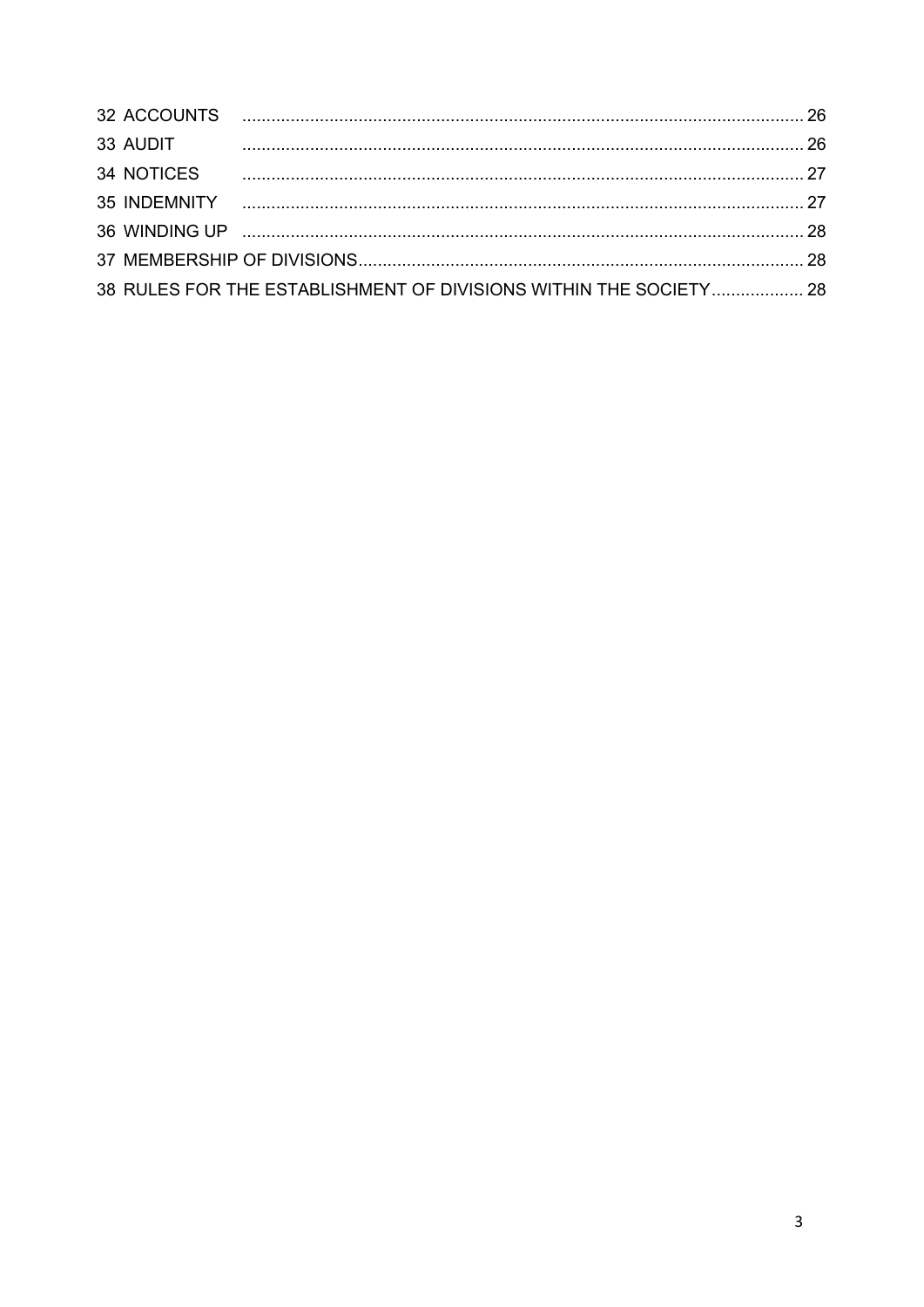32 ACCOUNTS ..... 26
33 AUDIT ..... 26
34 NOTICES ..... 27
35 INDEMNITY ..... 27
36 WINDING UP ..... 28
37 MEMBERSHIP OF DIVISIONS ..... 28
38 RULES FOR THE ESTABLISHMENT OF DIVISIONS WITHIN THE SOCIETY ..... 28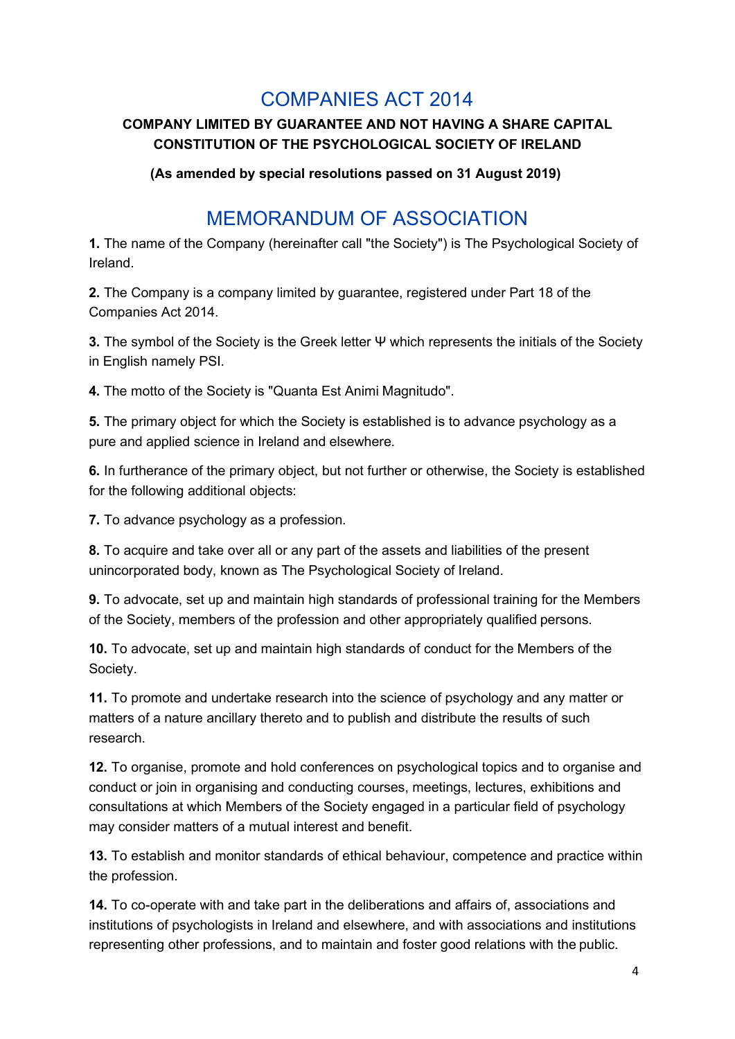# COMPANIES ACT 2014

**COMPANY LIMITED BY GUARANTEE AND NOT HAVING A SHARE CAPITAL**
**CONSTITUTION OF THE PSYCHOLOGICAL SOCIETY OF IRELAND**

**(As amended by special resolutions passed on 31 August 2019)**

# MEMORANDUM OF ASSOCIATION

**1.** The name of the Company (hereinafter call "the Society") is The Psychological Society of Ireland.

**2.** The Company is a company limited by guarantee, registered under Part 18 of the Companies Act 2014.

**3.** The symbol of the Society is the Greek letter Ψ which represents the initials of the Society in English namely PSI.

**4.** The motto of the Society is "Quanta Est Animi Magnitudo".

**5.** The primary object for which the Society is established is to advance psychology as a pure and applied science in Ireland and elsewhere.

**6.** In furtherance of the primary object, but not further or otherwise, the Society is established for the following additional objects:

**7.** To advance psychology as a profession.

**8.** To acquire and take over all or any part of the assets and liabilities of the present unincorporated body, known as The Psychological Society of Ireland.

**9.** To advocate, set up and maintain high standards of professional training for the Members of the Society, members of the profession and other appropriately qualified persons.

**10.** To advocate, set up and maintain high standards of conduct for the Members of the Society.

**11.** To promote and undertake research into the science of psychology and any matter or matters of a nature ancillary thereto and to publish and distribute the results of such research.

**12.** To organise, promote and hold conferences on psychological topics and to organise and conduct or join in organising and conducting courses, meetings, lectures, exhibitions and consultations at which Members of the Society engaged in a particular field of psychology may consider matters of a mutual interest and benefit.

**13.** To establish and monitor standards of ethical behaviour, competence and practice within the profession.

**14.** To co-operate with and take part in the deliberations and affairs of, associations and institutions of psychologists in Ireland and elsewhere, and with associations and institutions representing other professions, and to maintain and foster good relations with the public.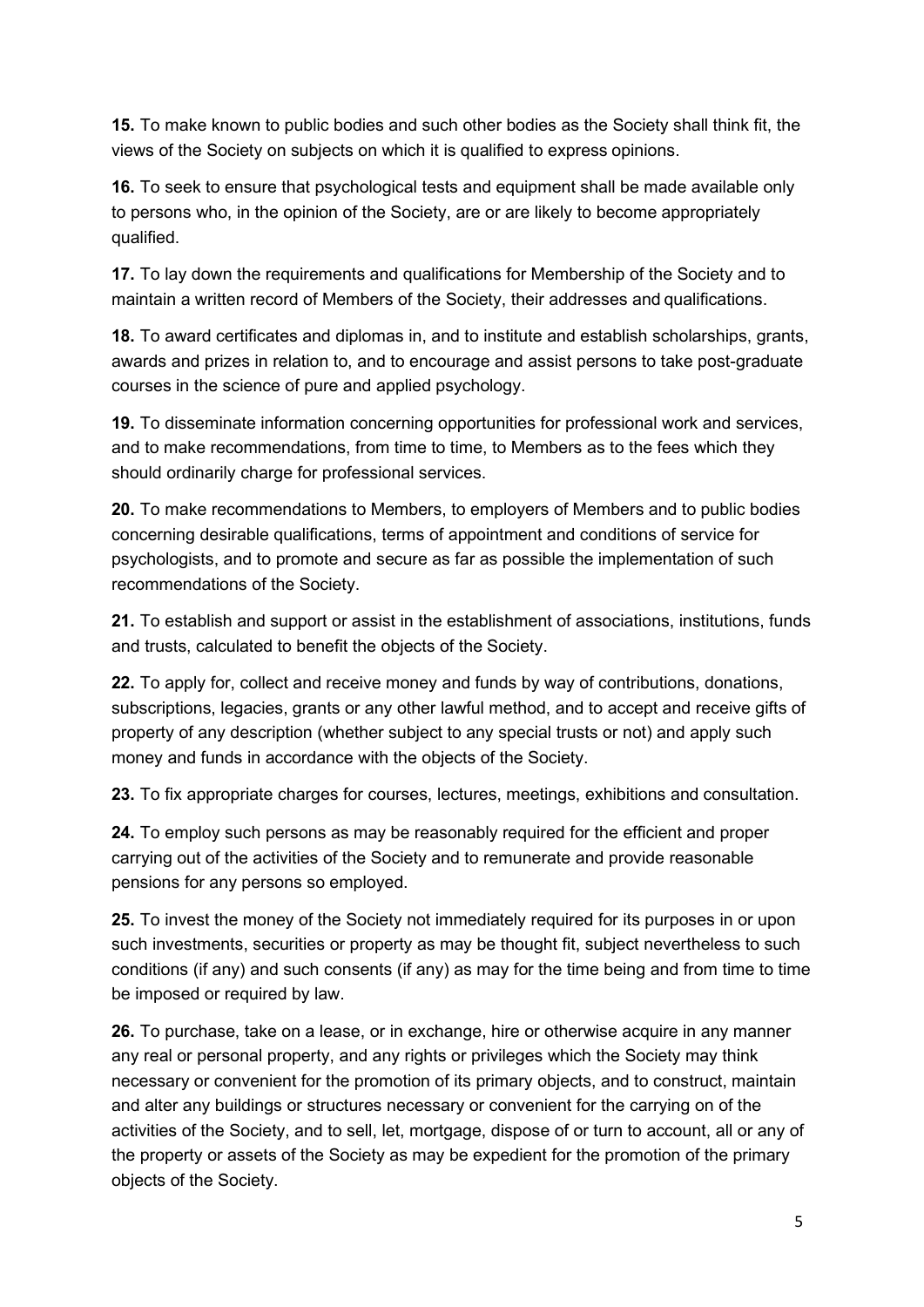**15.** To make known to public bodies and such other bodies as the Society shall think fit, the views of the Society on subjects on which it is qualified to express opinions.

**16.** To seek to ensure that psychological tests and equipment shall be made available only to persons who, in the opinion of the Society, are or are likely to become appropriately qualified.

**17.** To lay down the requirements and qualifications for Membership of the Society and to maintain a written record of Members of the Society, their addresses and qualifications.

**18.** To award certificates and diplomas in, and to institute and establish scholarships, grants, awards and prizes in relation to, and to encourage and assist persons to take post-graduate courses in the science of pure and applied psychology.

**19.** To disseminate information concerning opportunities for professional work and services, and to make recommendations, from time to time, to Members as to the fees which they should ordinarily charge for professional services.

**20.** To make recommendations to Members, to employers of Members and to public bodies concerning desirable qualifications, terms of appointment and conditions of service for psychologists, and to promote and secure as far as possible the implementation of such recommendations of the Society.

**21.** To establish and support or assist in the establishment of associations, institutions, funds and trusts, calculated to benefit the objects of the Society.

**22.** To apply for, collect and receive money and funds by way of contributions, donations, subscriptions, legacies, grants or any other lawful method, and to accept and receive gifts of property of any description (whether subject to any special trusts or not) and apply such money and funds in accordance with the objects of the Society.

**23.** To fix appropriate charges for courses, lectures, meetings, exhibitions and consultation.

**24.** To employ such persons as may be reasonably required for the efficient and proper carrying out of the activities of the Society and to remunerate and provide reasonable pensions for any persons so employed.

**25.** To invest the money of the Society not immediately required for its purposes in or upon such investments, securities or property as may be thought fit, subject nevertheless to such conditions (if any) and such consents (if any) as may for the time being and from time to time be imposed or required by law.

**26.** To purchase, take on a lease, or in exchange, hire or otherwise acquire in any manner any real or personal property, and any rights or privileges which the Society may think necessary or convenient for the promotion of its primary objects, and to construct, maintain and alter any buildings or structures necessary or convenient for the carrying on of the activities of the Society, and to sell, let, mortgage, dispose of or turn to account, all or any of the property or assets of the Society as may be expedient for the promotion of the primary objects of the Society.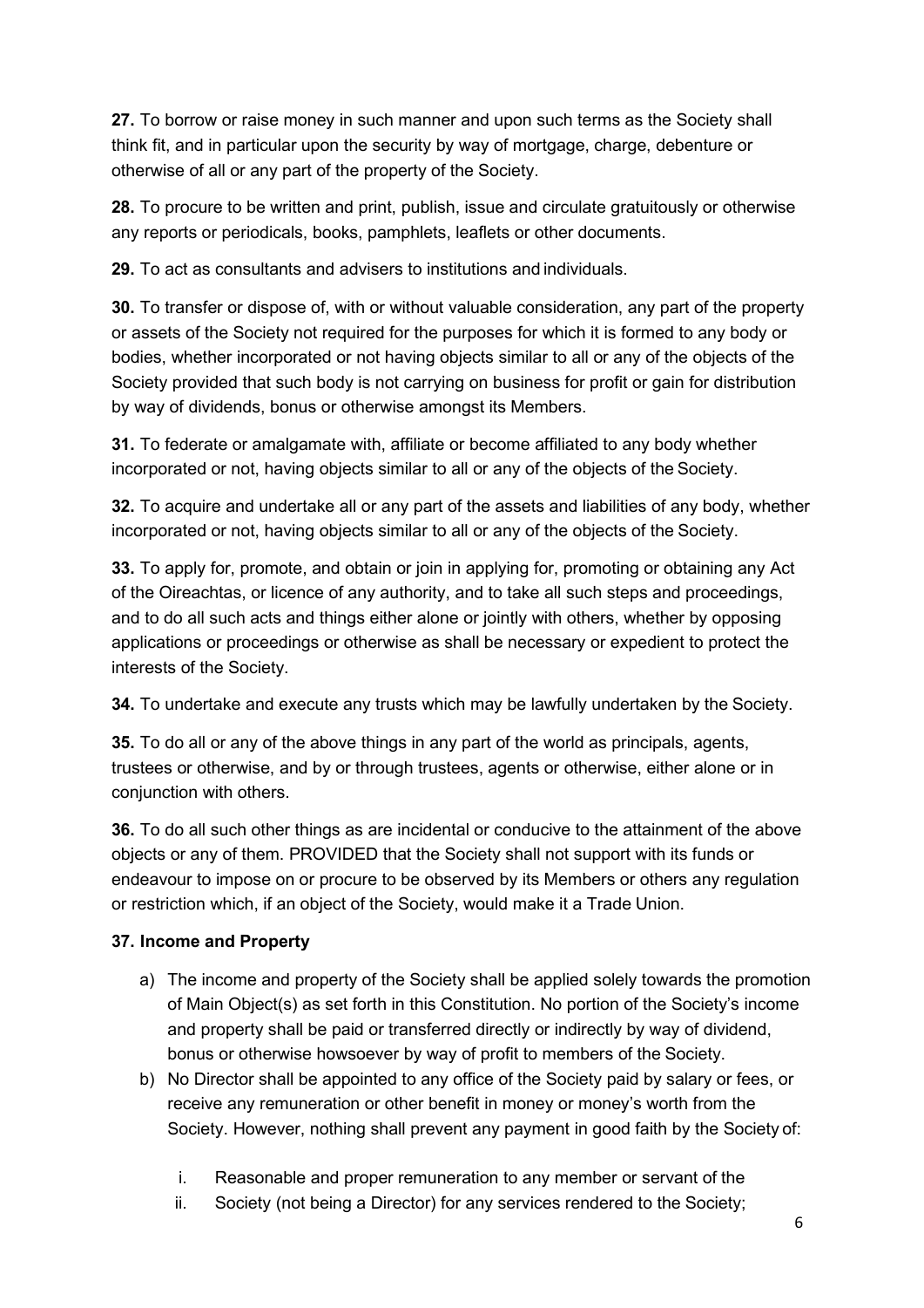**27.** To borrow or raise money in such manner and upon such terms as the Society shall think fit, and in particular upon the security by way of mortgage, charge, debenture or otherwise of all or any part of the property of the Society.

**28.** To procure to be written and print, publish, issue and circulate gratuitously or otherwise any reports or periodicals, books, pamphlets, leaflets or other documents.

**29.** To act as consultants and advisers to institutions and individuals.

**30.** To transfer or dispose of, with or without valuable consideration, any part of the property or assets of the Society not required for the purposes for which it is formed to any body or bodies, whether incorporated or not having objects similar to all or any of the objects of the Society provided that such body is not carrying on business for profit or gain for distribution by way of dividends, bonus or otherwise amongst its Members.

**31.** To federate or amalgamate with, affiliate or become affiliated to any body whether incorporated or not, having objects similar to all or any of the objects of the Society.

**32.** To acquire and undertake all or any part of the assets and liabilities of any body, whether incorporated or not, having objects similar to all or any of the objects of the Society.

**33.** To apply for, promote, and obtain or join in applying for, promoting or obtaining any Act of the Oireachtas, or licence of any authority, and to take all such steps and proceedings, and to do all such acts and things either alone or jointly with others, whether by opposing applications or proceedings or otherwise as shall be necessary or expedient to protect the interests of the Society.

**34.** To undertake and execute any trusts which may be lawfully undertaken by the Society.

**35.** To do all or any of the above things in any part of the world as principals, agents, trustees or otherwise, and by or through trustees, agents or otherwise, either alone or in conjunction with others.

**36.** To do all such other things as are incidental or conducive to the attainment of the above objects or any of them. PROVIDED that the Society shall not support with its funds or endeavour to impose on or procure to be observed by its Members or others any regulation or restriction which, if an object of the Society, would make it a Trade Union.

**37. Income and Property**

a) The income and property of the Society shall be applied solely towards the promotion of Main Object(s) as set forth in this Constitution. No portion of the Society's income and property shall be paid or transferred directly or indirectly by way of dividend, bonus or otherwise howsoever by way of profit to members of the Society.
b) No Director shall be appointed to any office of the Society paid by salary or fees, or receive any remuneration or other benefit in money or money's worth from the Society. However, nothing shall prevent any payment in good faith by the Society of:

    i. Reasonable and proper remuneration to any member or servant of the
    ii. Society (not being a Director) for any services rendered to the Society;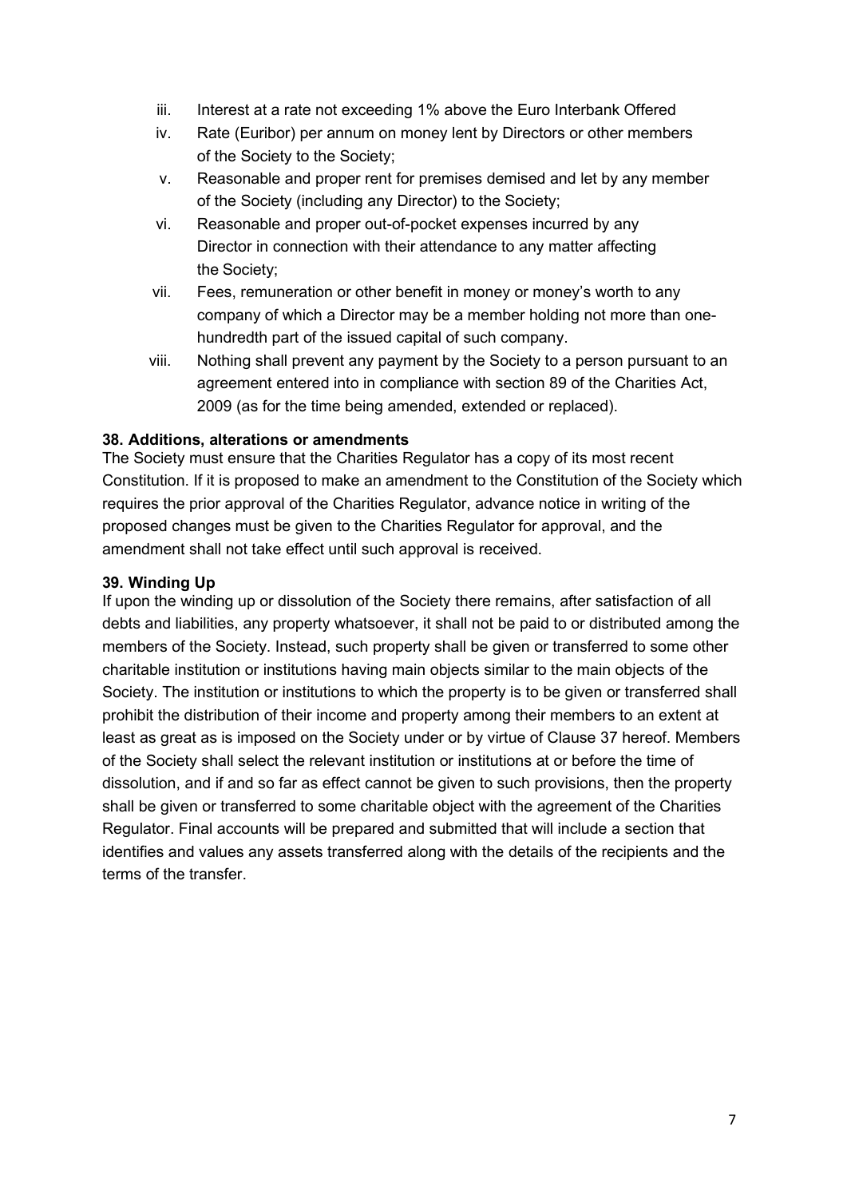iii. Interest at a rate not exceeding 1% above the Euro Interbank Offered
iv. Rate (Euribor) per annum on money lent by Directors or other members of the Society to the Society;
v. Reasonable and proper rent for premises demised and let by any member of the Society (including any Director) to the Society;
vi. Reasonable and proper out-of-pocket expenses incurred by any Director in connection with their attendance to any matter affecting the Society;
vii. Fees, remuneration or other benefit in money or money's worth to any company of which a Director may be a member holding not more than one-hundredth part of the issued capital of such company.
viii. Nothing shall prevent any payment by the Society to a person pursuant to an agreement entered into in compliance with section 89 of the Charities Act, 2009 (as for the time being amended, extended or replaced).

**38. Additions, alterations or amendments**

The Society must ensure that the Charities Regulator has a copy of its most recent Constitution. If it is proposed to make an amendment to the Constitution of the Society which requires the prior approval of the Charities Regulator, advance notice in writing of the proposed changes must be given to the Charities Regulator for approval, and the amendment shall not take effect until such approval is received.

**39. Winding Up**

If upon the winding up or dissolution of the Society there remains, after satisfaction of all debts and liabilities, any property whatsoever, it shall not be paid to or distributed among the members of the Society. Instead, such property shall be given or transferred to some other charitable institution or institutions having main objects similar to the main objects of the Society. The institution or institutions to which the property is to be given or transferred shall prohibit the distribution of their income and property among their members to an extent at least as great as is imposed on the Society under or by virtue of Clause 37 hereof. Members of the Society shall select the relevant institution or institutions at or before the time of dissolution, and if and so far as effect cannot be given to such provisions, then the property shall be given or transferred to some charitable object with the agreement of the Charities Regulator. Final accounts will be prepared and submitted that will include a section that identifies and values any assets transferred along with the details of the recipients and the terms of the transfer.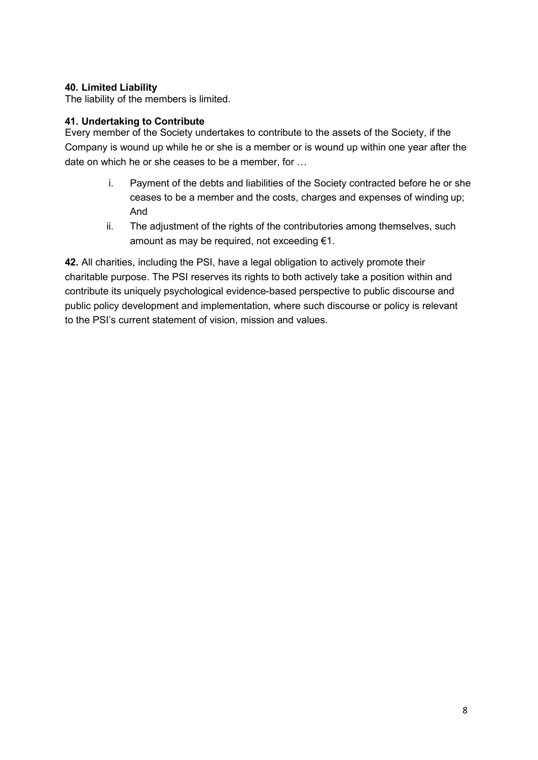**40. Limited Liability**
The liability of the members is limited.

**41. Undertaking to Contribute**
Every member of the Society undertakes to contribute to the assets of the Society, if the Company is wound up while he or she is a member or is wound up within one year after the date on which he or she ceases to be a member, for …

i. Payment of the debts and liabilities of the Society contracted before he or she ceases to be a member and the costs, charges and expenses of winding up; And
ii. The adjustment of the rights of the contributories among themselves, such amount as may be required, not exceeding €1.

**42.** All charities, including the PSI, have a legal obligation to actively promote their charitable purpose. The PSI reserves its rights to both actively take a position within and contribute its uniquely psychological evidence-based perspective to public discourse and public policy development and implementation, where such discourse or policy is relevant to the PSI's current statement of vision, mission and values.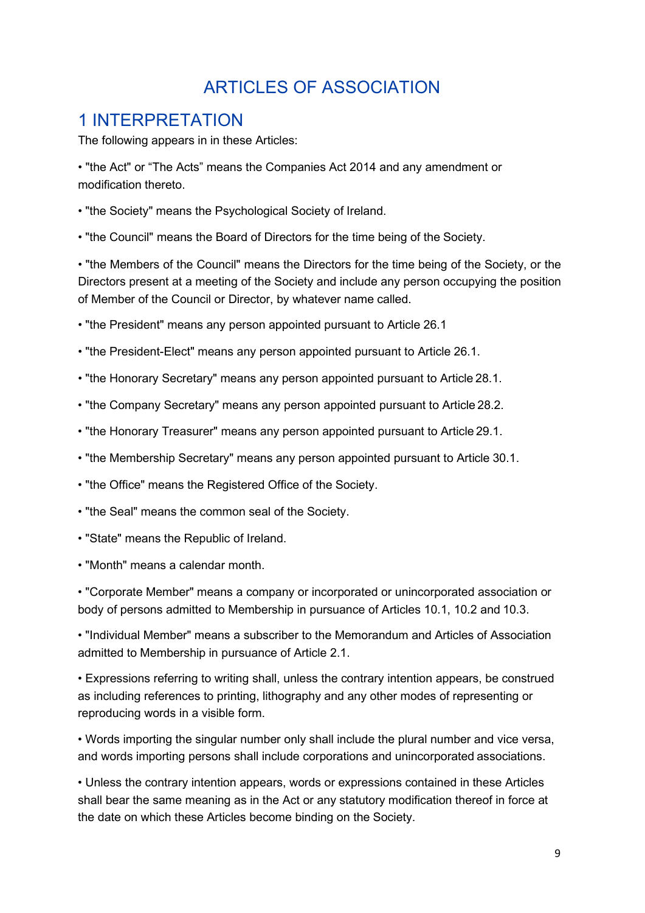# ARTICLES OF ASSOCIATION

## 1 INTERPRETATION

The following appears in in these Articles:

- "the Act" or "The Acts" means the Companies Act 2014 and any amendment or modification thereto.
- "the Society" means the Psychological Society of Ireland.
- "the Council" means the Board of Directors for the time being of the Society.
- "the Members of the Council" means the Directors for the time being of the Society, or the Directors present at a meeting of the Society and include any person occupying the position of Member of the Council or Director, by whatever name called.
- "the President" means any person appointed pursuant to Article 26.1
- "the President-Elect" means any person appointed pursuant to Article 26.1.
- "the Honorary Secretary" means any person appointed pursuant to Article 28.1.
- "the Company Secretary" means any person appointed pursuant to Article 28.2.
- "the Honorary Treasurer" means any person appointed pursuant to Article 29.1.
- "the Membership Secretary" means any person appointed pursuant to Article 30.1.
- "the Office" means the Registered Office of the Society.
- "the Seal" means the common seal of the Society.
- "State" means the Republic of Ireland.
- "Month" means a calendar month.
- "Corporate Member" means a company or incorporated or unincorporated association or body of persons admitted to Membership in pursuance of Articles 10.1, 10.2 and 10.3.
- "Individual Member" means a subscriber to the Memorandum and Articles of Association admitted to Membership in pursuance of Article 2.1.
- Expressions referring to writing shall, unless the contrary intention appears, be construed as including references to printing, lithography and any other modes of representing or reproducing words in a visible form.
- Words importing the singular number only shall include the plural number and vice versa, and words importing persons shall include corporations and unincorporated associations.
- Unless the contrary intention appears, words or expressions contained in these Articles shall bear the same meaning as in the Act or any statutory modification thereof in force at the date on which these Articles become binding on the Society.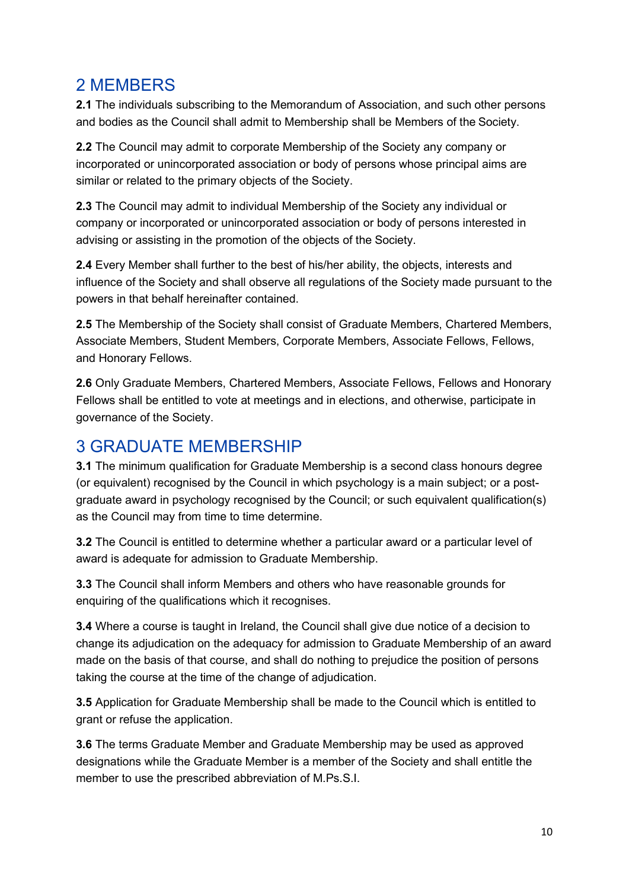## 2 MEMBERS

**2.1** The individuals subscribing to the Memorandum of Association, and such other persons and bodies as the Council shall admit to Membership shall be Members of the Society.

**2.2** The Council may admit to corporate Membership of the Society any company or incorporated or unincorporated association or body of persons whose principal aims are similar or related to the primary objects of the Society.

**2.3** The Council may admit to individual Membership of the Society any individual or company or incorporated or unincorporated association or body of persons interested in advising or assisting in the promotion of the objects of the Society.

**2.4** Every Member shall further to the best of his/her ability, the objects, interests and influence of the Society and shall observe all regulations of the Society made pursuant to the powers in that behalf hereinafter contained.

**2.5** The Membership of the Society shall consist of Graduate Members, Chartered Members, Associate Members, Student Members, Corporate Members, Associate Fellows, Fellows, and Honorary Fellows.

**2.6** Only Graduate Members, Chartered Members, Associate Fellows, Fellows and Honorary Fellows shall be entitled to vote at meetings and in elections, and otherwise, participate in governance of the Society.

## 3 GRADUATE MEMBERSHIP

**3.1** The minimum qualification for Graduate Membership is a second class honours degree (or equivalent) recognised by the Council in which psychology is a main subject; or a post-graduate award in psychology recognised by the Council; or such equivalent qualification(s) as the Council may from time to time determine.

**3.2** The Council is entitled to determine whether a particular award or a particular level of award is adequate for admission to Graduate Membership.

**3.3** The Council shall inform Members and others who have reasonable grounds for enquiring of the qualifications which it recognises.

**3.4** Where a course is taught in Ireland, the Council shall give due notice of a decision to change its adjudication on the adequacy for admission to Graduate Membership of an award made on the basis of that course, and shall do nothing to prejudice the position of persons taking the course at the time of the change of adjudication.

**3.5** Application for Graduate Membership shall be made to the Council which is entitled to grant or refuse the application.

**3.6** The terms Graduate Member and Graduate Membership may be used as approved designations while the Graduate Member is a member of the Society and shall entitle the member to use the prescribed abbreviation of M.Ps.S.I.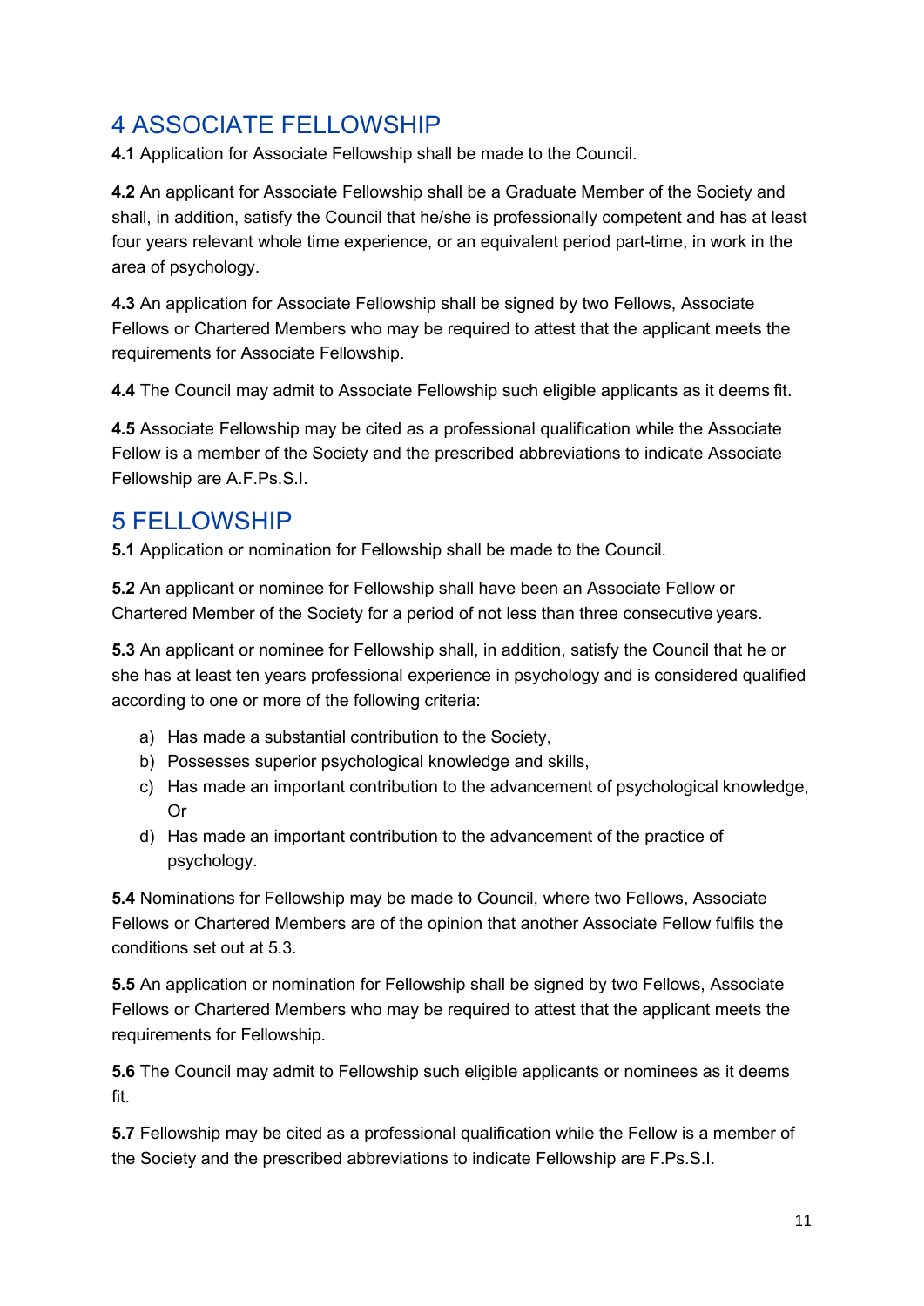# 4 ASSOCIATE FELLOWSHIP

**4.1** Application for Associate Fellowship shall be made to the Council.

**4.2** An applicant for Associate Fellowship shall be a Graduate Member of the Society and shall, in addition, satisfy the Council that he/she is professionally competent and has at least four years relevant whole time experience, or an equivalent period part-time, in work in the area of psychology.

**4.3** An application for Associate Fellowship shall be signed by two Fellows, Associate Fellows or Chartered Members who may be required to attest that the applicant meets the requirements for Associate Fellowship.

**4.4** The Council may admit to Associate Fellowship such eligible applicants as it deems fit.

**4.5** Associate Fellowship may be cited as a professional qualification while the Associate Fellow is a member of the Society and the prescribed abbreviations to indicate Associate Fellowship are A.F.Ps.S.I.

# 5 FELLOWSHIP

**5.1** Application or nomination for Fellowship shall be made to the Council.

**5.2** An applicant or nominee for Fellowship shall have been an Associate Fellow or Chartered Member of the Society for a period of not less than three consecutive years.

**5.3** An applicant or nominee for Fellowship shall, in addition, satisfy the Council that he or she has at least ten years professional experience in psychology and is considered qualified according to one or more of the following criteria:

a) Has made a substantial contribution to the Society,
b) Possesses superior psychological knowledge and skills,
c) Has made an important contribution to the advancement of psychological knowledge, Or
d) Has made an important contribution to the advancement of the practice of psychology.

**5.4** Nominations for Fellowship may be made to Council, where two Fellows, Associate Fellows or Chartered Members are of the opinion that another Associate Fellow fulfils the conditions set out at 5.3.

**5.5** An application or nomination for Fellowship shall be signed by two Fellows, Associate Fellows or Chartered Members who may be required to attest that the applicant meets the requirements for Fellowship.

**5.6** The Council may admit to Fellowship such eligible applicants or nominees as it deems fit.

**5.7** Fellowship may be cited as a professional qualification while the Fellow is a member of the Society and the prescribed abbreviations to indicate Fellowship are F.Ps.S.I.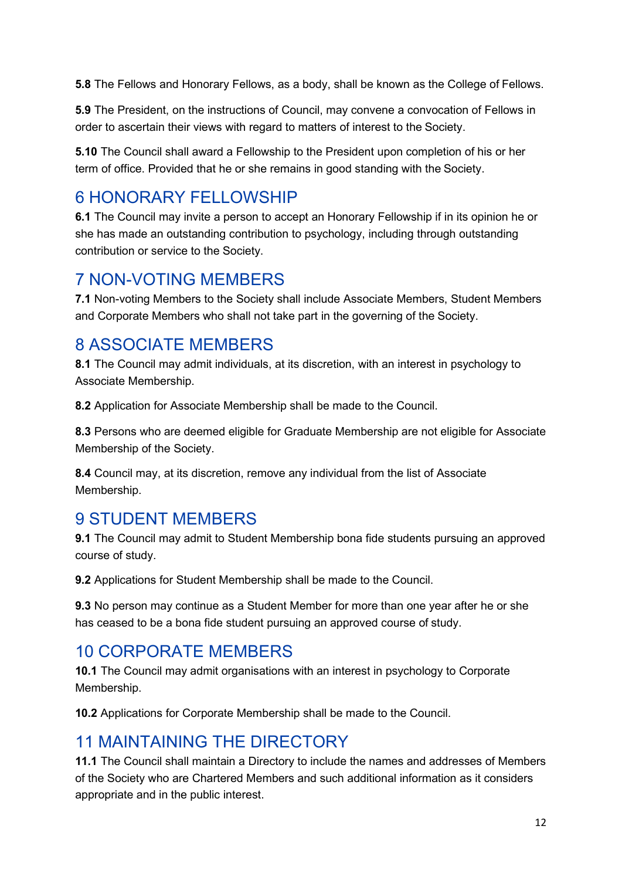**5.8** The Fellows and Honorary Fellows, as a body, shall be known as the College of Fellows.

**5.9** The President, on the instructions of Council, may convene a convocation of Fellows in order to ascertain their views with regard to matters of interest to the Society.

**5.10** The Council shall award a Fellowship to the President upon completion of his or her term of office. Provided that he or she remains in good standing with the Society.

## 6 HONORARY FELLOWSHIP

**6.1** The Council may invite a person to accept an Honorary Fellowship if in its opinion he or she has made an outstanding contribution to psychology, including through outstanding contribution or service to the Society.

## 7 NON-VOTING MEMBERS

**7.1** Non-voting Members to the Society shall include Associate Members, Student Members and Corporate Members who shall not take part in the governing of the Society.

## 8 ASSOCIATE MEMBERS

**8.1** The Council may admit individuals, at its discretion, with an interest in psychology to Associate Membership.

**8.2** Application for Associate Membership shall be made to the Council.

**8.3** Persons who are deemed eligible for Graduate Membership are not eligible for Associate Membership of the Society.

**8.4** Council may, at its discretion, remove any individual from the list of Associate Membership.

## 9 STUDENT MEMBERS

**9.1** The Council may admit to Student Membership bona fide students pursuing an approved course of study.

**9.2** Applications for Student Membership shall be made to the Council.

**9.3** No person may continue as a Student Member for more than one year after he or she has ceased to be a bona fide student pursuing an approved course of study.

## 10 CORPORATE MEMBERS

**10.1** The Council may admit organisations with an interest in psychology to Corporate Membership.

**10.2** Applications for Corporate Membership shall be made to the Council.

## 11 MAINTAINING THE DIRECTORY

**11.1** The Council shall maintain a Directory to include the names and addresses of Members of the Society who are Chartered Members and such additional information as it considers appropriate and in the public interest.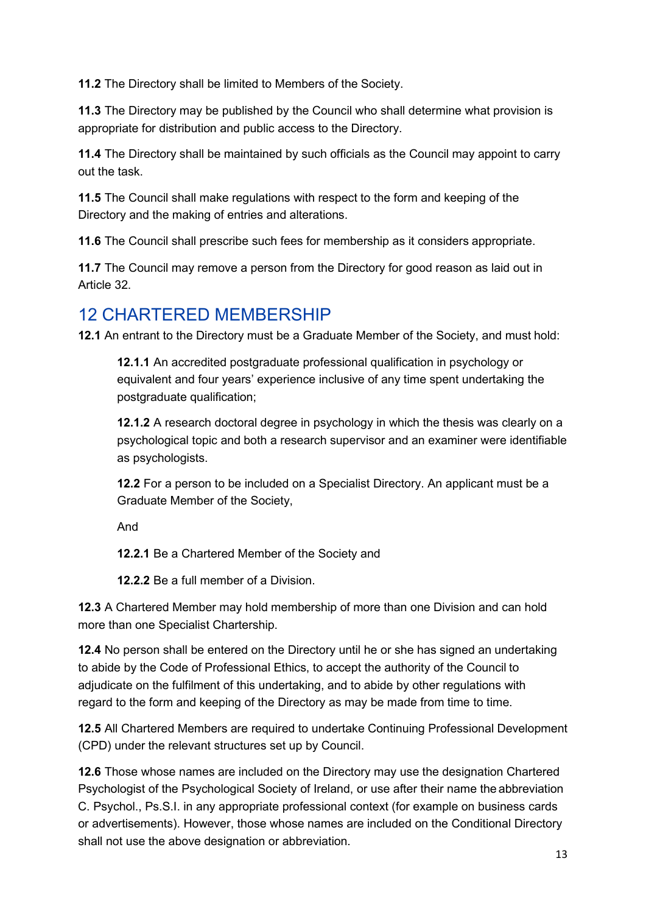**11.2** The Directory shall be limited to Members of the Society.

**11.3** The Directory may be published by the Council who shall determine what provision is appropriate for distribution and public access to the Directory.

**11.4** The Directory shall be maintained by such officials as the Council may appoint to carry out the task.

**11.5** The Council shall make regulations with respect to the form and keeping of the Directory and the making of entries and alterations.

**11.6** The Council shall prescribe such fees for membership as it considers appropriate.

**11.7** The Council may remove a person from the Directory for good reason as laid out in Article 32.

## 12 CHARTERED MEMBERSHIP

**12.1** An entrant to the Directory must be a Graduate Member of the Society, and must hold:

> **12.1.1** An accredited postgraduate professional qualification in psychology or equivalent and four years' experience inclusive of any time spent undertaking the postgraduate qualification;
>
> **12.1.2** A research doctoral degree in psychology in which the thesis was clearly on a psychological topic and both a research supervisor and an examiner were identifiable as psychologists.
>
> **12.2** For a person to be included on a Specialist Directory. An applicant must be a Graduate Member of the Society,
>
> And
>
> **12.2.1** Be a Chartered Member of the Society and
>
> **12.2.2** Be a full member of a Division.

**12.3** A Chartered Member may hold membership of more than one Division and can hold more than one Specialist Chartership.

**12.4** No person shall be entered on the Directory until he or she has signed an undertaking to abide by the Code of Professional Ethics, to accept the authority of the Council to adjudicate on the fulfilment of this undertaking, and to abide by other regulations with regard to the form and keeping of the Directory as may be made from time to time.

**12.5** All Chartered Members are required to undertake Continuing Professional Development (CPD) under the relevant structures set up by Council.

**12.6** Those whose names are included on the Directory may use the designation Chartered Psychologist of the Psychological Society of Ireland, or use after their name the abbreviation C. Psychol., Ps.S.I. in any appropriate professional context (for example on business cards or advertisements). However, those whose names are included on the Conditional Directory shall not use the above designation or abbreviation.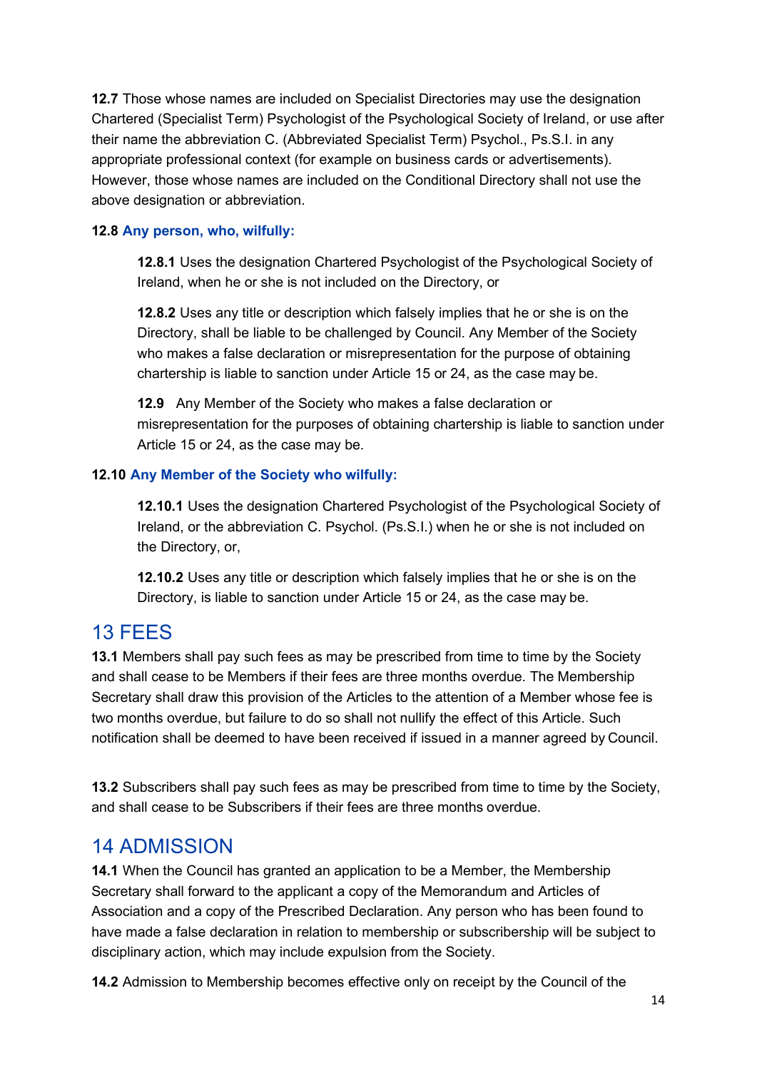**12.7** Those whose names are included on Specialist Directories may use the designation Chartered (Specialist Term) Psychologist of the Psychological Society of Ireland, or use after their name the abbreviation C. (Abbreviated Specialist Term) Psychol., Ps.S.I. in any appropriate professional context (for example on business cards or advertisements). However, those whose names are included on the Conditional Directory shall not use the above designation or abbreviation.

**12.8 Any person, who, wilfully:**

> **12.8.1** Uses the designation Chartered Psychologist of the Psychological Society of Ireland, when he or she is not included on the Directory, or
>
> **12.8.2** Uses any title or description which falsely implies that he or she is on the Directory, shall be liable to be challenged by Council. Any Member of the Society who makes a false declaration or misrepresentation for the purpose of obtaining chartership is liable to sanction under Article 15 or 24, as the case may be.
>
> **12.9** Any Member of the Society who makes a false declaration or misrepresentation for the purposes of obtaining chartership is liable to sanction under Article 15 or 24, as the case may be.

**12.10 Any Member of the Society who wilfully:**

> **12.10.1** Uses the designation Chartered Psychologist of the Psychological Society of Ireland, or the abbreviation C. Psychol. (Ps.S.I.) when he or she is not included on the Directory, or,
>
> **12.10.2** Uses any title or description which falsely implies that he or she is on the Directory, is liable to sanction under Article 15 or 24, as the case may be.

# 13 FEES

**13.1** Members shall pay such fees as may be prescribed from time to time by the Society and shall cease to be Members if their fees are three months overdue. The Membership Secretary shall draw this provision of the Articles to the attention of a Member whose fee is two months overdue, but failure to do so shall not nullify the effect of this Article. Such notification shall be deemed to have been received if issued in a manner agreed by Council.

**13.2** Subscribers shall pay such fees as may be prescribed from time to time by the Society, and shall cease to be Subscribers if their fees are three months overdue.

# 14 ADMISSION

**14.1** When the Council has granted an application to be a Member, the Membership Secretary shall forward to the applicant a copy of the Memorandum and Articles of Association and a copy of the Prescribed Declaration. Any person who has been found to have made a false declaration in relation to membership or subscribership will be subject to disciplinary action, which may include expulsion from the Society.

**14.2** Admission to Membership becomes effective only on receipt by the Council of the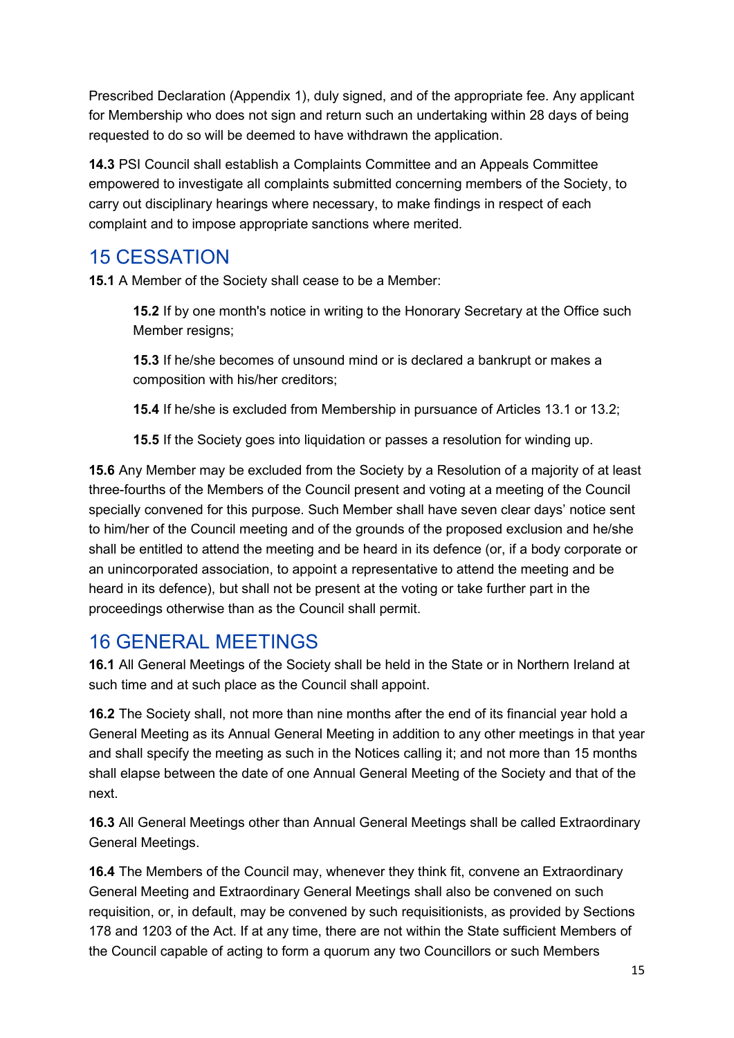Prescribed Declaration (Appendix 1), duly signed, and of the appropriate fee. Any applicant for Membership who does not sign and return such an undertaking within 28 days of being requested to do so will be deemed to have withdrawn the application.

**14.3** PSI Council shall establish a Complaints Committee and an Appeals Committee empowered to investigate all complaints submitted concerning members of the Society, to carry out disciplinary hearings where necessary, to make findings in respect of each complaint and to impose appropriate sanctions where merited.

## 15 CESSATION

**15.1** A Member of the Society shall cease to be a Member:

> **15.2** If by one month's notice in writing to the Honorary Secretary at the Office such Member resigns;
>
> **15.3** If he/she becomes of unsound mind or is declared a bankrupt or makes a composition with his/her creditors;
>
> **15.4** If he/she is excluded from Membership in pursuance of Articles 13.1 or 13.2;
>
> **15.5** If the Society goes into liquidation or passes a resolution for winding up.

**15.6** Any Member may be excluded from the Society by a Resolution of a majority of at least three-fourths of the Members of the Council present and voting at a meeting of the Council specially convened for this purpose. Such Member shall have seven clear days' notice sent to him/her of the Council meeting and of the grounds of the proposed exclusion and he/she shall be entitled to attend the meeting and be heard in its defence (or, if a body corporate or an unincorporated association, to appoint a representative to attend the meeting and be heard in its defence), but shall not be present at the voting or take further part in the proceedings otherwise than as the Council shall permit.

## 16 GENERAL MEETINGS

**16.1** All General Meetings of the Society shall be held in the State or in Northern Ireland at such time and at such place as the Council shall appoint.

**16.2** The Society shall, not more than nine months after the end of its financial year hold a General Meeting as its Annual General Meeting in addition to any other meetings in that year and shall specify the meeting as such in the Notices calling it; and not more than 15 months shall elapse between the date of one Annual General Meeting of the Society and that of the next.

**16.3** All General Meetings other than Annual General Meetings shall be called Extraordinary General Meetings.

**16.4** The Members of the Council may, whenever they think fit, convene an Extraordinary General Meeting and Extraordinary General Meetings shall also be convened on such requisition, or, in default, may be convened by such requisitionists, as provided by Sections 178 and 1203 of the Act. If at any time, there are not within the State sufficient Members of the Council capable of acting to form a quorum any two Councillors or such Members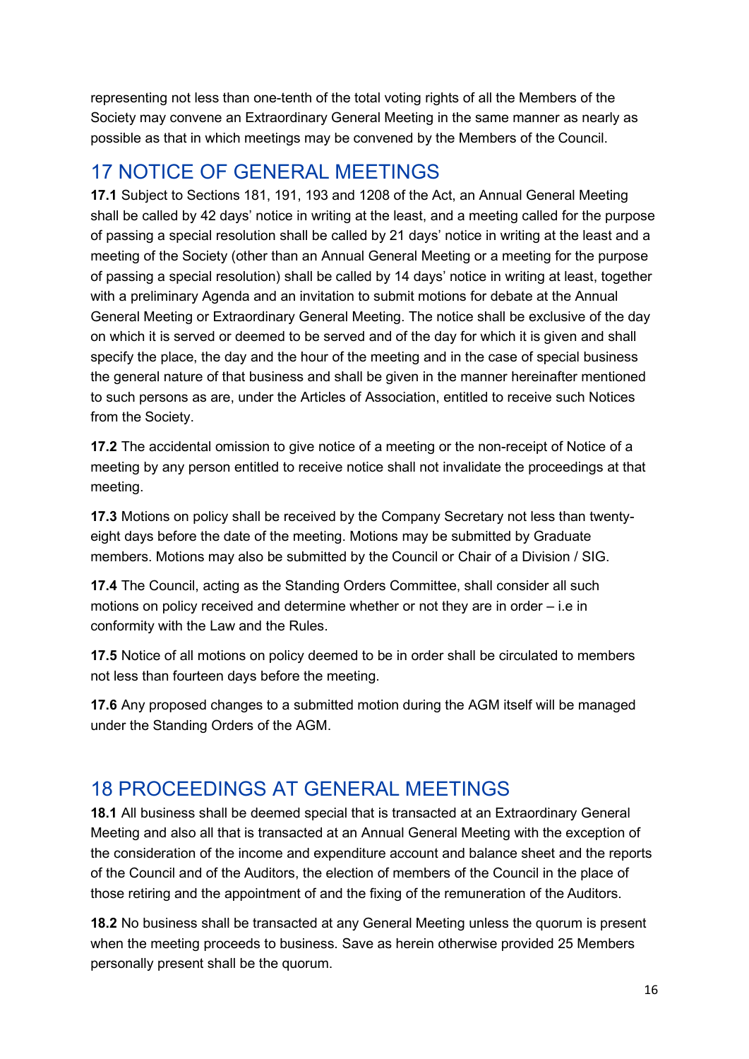representing not less than one-tenth of the total voting rights of all the Members of the Society may convene an Extraordinary General Meeting in the same manner as nearly as possible as that in which meetings may be convened by the Members of the Council.

## 17 NOTICE OF GENERAL MEETINGS

**17.1** Subject to Sections 181, 191, 193 and 1208 of the Act, an Annual General Meeting shall be called by 42 days' notice in writing at the least, and a meeting called for the purpose of passing a special resolution shall be called by 21 days' notice in writing at the least and a meeting of the Society (other than an Annual General Meeting or a meeting for the purpose of passing a special resolution) shall be called by 14 days' notice in writing at least, together with a preliminary Agenda and an invitation to submit motions for debate at the Annual General Meeting or Extraordinary General Meeting. The notice shall be exclusive of the day on which it is served or deemed to be served and of the day for which it is given and shall specify the place, the day and the hour of the meeting and in the case of special business the general nature of that business and shall be given in the manner hereinafter mentioned to such persons as are, under the Articles of Association, entitled to receive such Notices from the Society.

**17.2** The accidental omission to give notice of a meeting or the non-receipt of Notice of a meeting by any person entitled to receive notice shall not invalidate the proceedings at that meeting.

**17.3** Motions on policy shall be received by the Company Secretary not less than twenty-eight days before the date of the meeting. Motions may be submitted by Graduate members. Motions may also be submitted by the Council or Chair of a Division / SIG.

**17.4** The Council, acting as the Standing Orders Committee, shall consider all such motions on policy received and determine whether or not they are in order – i.e in conformity with the Law and the Rules.

**17.5** Notice of all motions on policy deemed to be in order shall be circulated to members not less than fourteen days before the meeting.

**17.6** Any proposed changes to a submitted motion during the AGM itself will be managed under the Standing Orders of the AGM.

## 18 PROCEEDINGS AT GENERAL MEETINGS

**18.1** All business shall be deemed special that is transacted at an Extraordinary General Meeting and also all that is transacted at an Annual General Meeting with the exception of the consideration of the income and expenditure account and balance sheet and the reports of the Council and of the Auditors, the election of members of the Council in the place of those retiring and the appointment of and the fixing of the remuneration of the Auditors.

**18.2** No business shall be transacted at any General Meeting unless the quorum is present when the meeting proceeds to business. Save as herein otherwise provided 25 Members personally present shall be the quorum.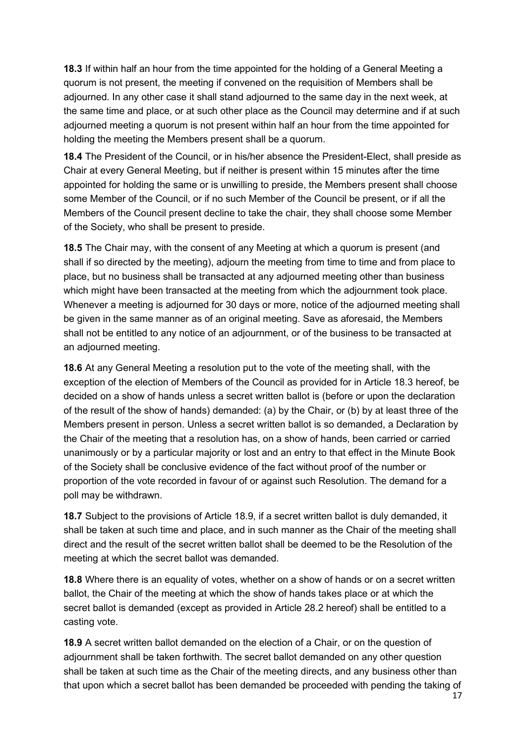**18.3** If within half an hour from the time appointed for the holding of a General Meeting a quorum is not present, the meeting if convened on the requisition of Members shall be adjourned. In any other case it shall stand adjourned to the same day in the next week, at the same time and place, or at such other place as the Council may determine and if at such adjourned meeting a quorum is not present within half an hour from the time appointed for holding the meeting the Members present shall be a quorum.

**18.4** The President of the Council, or in his/her absence the President-Elect, shall preside as Chair at every General Meeting, but if neither is present within 15 minutes after the time appointed for holding the same or is unwilling to preside, the Members present shall choose some Member of the Council, or if no such Member of the Council be present, or if all the Members of the Council present decline to take the chair, they shall choose some Member of the Society, who shall be present to preside.

**18.5** The Chair may, with the consent of any Meeting at which a quorum is present (and shall if so directed by the meeting), adjourn the meeting from time to time and from place to place, but no business shall be transacted at any adjourned meeting other than business which might have been transacted at the meeting from which the adjournment took place. Whenever a meeting is adjourned for 30 days or more, notice of the adjourned meeting shall be given in the same manner as of an original meeting. Save as aforesaid, the Members shall not be entitled to any notice of an adjournment, or of the business to be transacted at an adjourned meeting.

**18.6** At any General Meeting a resolution put to the vote of the meeting shall, with the exception of the election of Members of the Council as provided for in Article 18.3 hereof, be decided on a show of hands unless a secret written ballot is (before or upon the declaration of the result of the show of hands) demanded: (a) by the Chair, or (b) by at least three of the Members present in person. Unless a secret written ballot is so demanded, a Declaration by the Chair of the meeting that a resolution has, on a show of hands, been carried or carried unanimously or by a particular majority or lost and an entry to that effect in the Minute Book of the Society shall be conclusive evidence of the fact without proof of the number or proportion of the vote recorded in favour of or against such Resolution. The demand for a poll may be withdrawn.

**18.7** Subject to the provisions of Article 18.9, if a secret written ballot is duly demanded, it shall be taken at such time and place, and in such manner as the Chair of the meeting shall direct and the result of the secret written ballot shall be deemed to be the Resolution of the meeting at which the secret ballot was demanded.

**18.8** Where there is an equality of votes, whether on a show of hands or on a secret written ballot, the Chair of the meeting at which the show of hands takes place or at which the secret ballot is demanded (except as provided in Article 28.2 hereof) shall be entitled to a casting vote.

**18.9** A secret written ballot demanded on the election of a Chair, or on the question of adjournment shall be taken forthwith. The secret ballot demanded on any other question shall be taken at such time as the Chair of the meeting directs, and any business other than that upon which a secret ballot has been demanded be proceeded with pending the taking of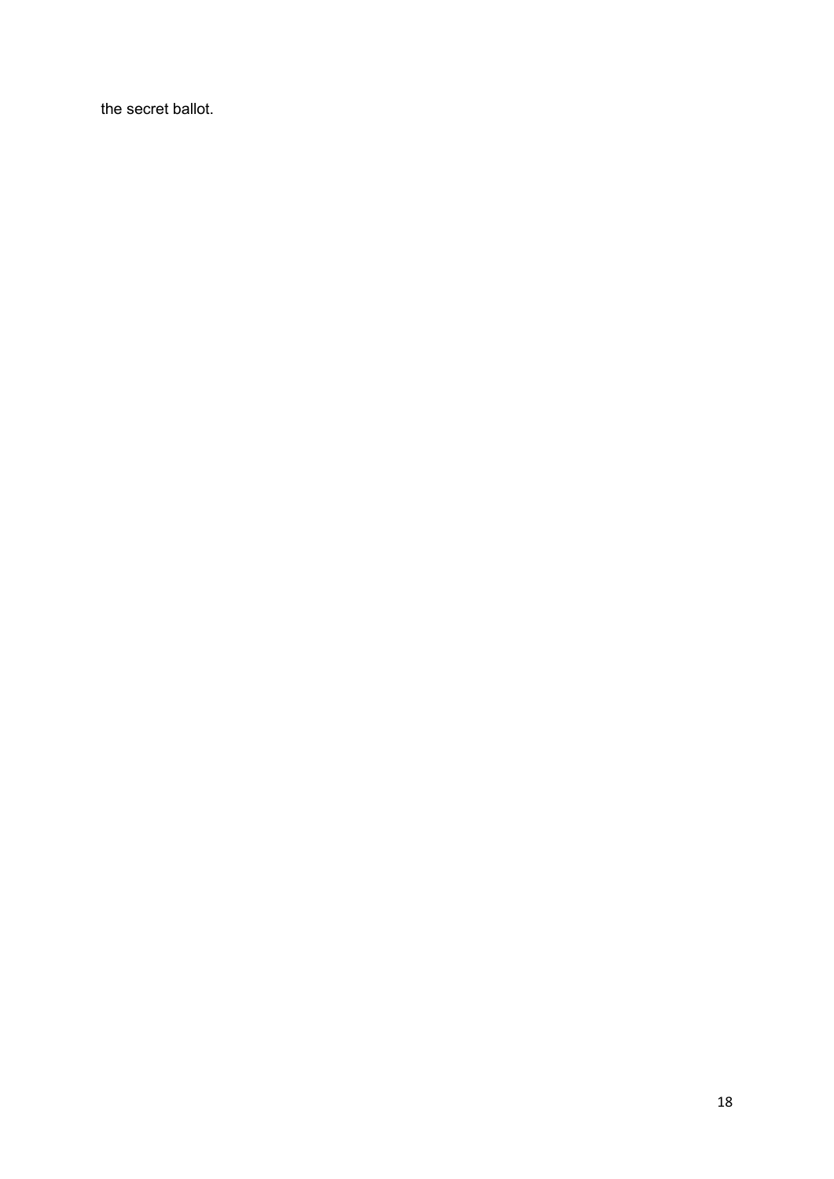the secret ballot.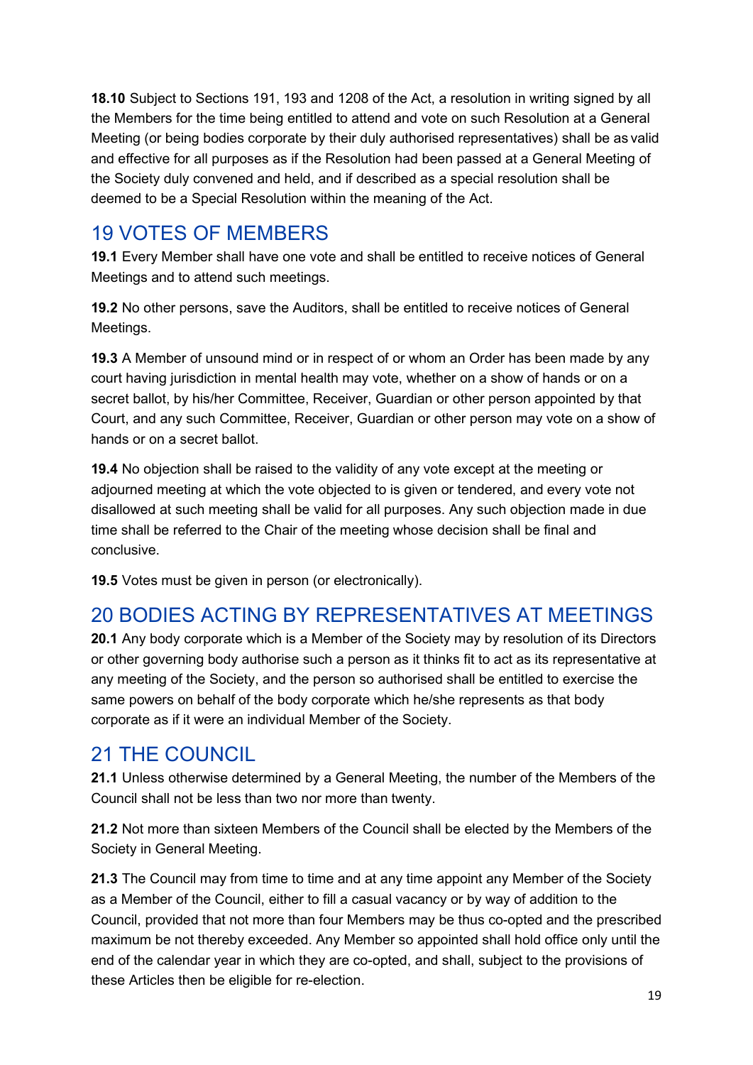**18.10** Subject to Sections 191, 193 and 1208 of the Act, a resolution in writing signed by all the Members for the time being entitled to attend and vote on such Resolution at a General Meeting (or being bodies corporate by their duly authorised representatives) shall be as valid and effective for all purposes as if the Resolution had been passed at a General Meeting of the Society duly convened and held, and if described as a special resolution shall be deemed to be a Special Resolution within the meaning of the Act.

## 19 VOTES OF MEMBERS

**19.1** Every Member shall have one vote and shall be entitled to receive notices of General Meetings and to attend such meetings.

**19.2** No other persons, save the Auditors, shall be entitled to receive notices of General Meetings.

**19.3** A Member of unsound mind or in respect of or whom an Order has been made by any court having jurisdiction in mental health may vote, whether on a show of hands or on a secret ballot, by his/her Committee, Receiver, Guardian or other person appointed by that Court, and any such Committee, Receiver, Guardian or other person may vote on a show of hands or on a secret ballot.

**19.4** No objection shall be raised to the validity of any vote except at the meeting or adjourned meeting at which the vote objected to is given or tendered, and every vote not disallowed at such meeting shall be valid for all purposes. Any such objection made in due time shall be referred to the Chair of the meeting whose decision shall be final and conclusive.

**19.5** Votes must be given in person (or electronically).

## 20 BODIES ACTING BY REPRESENTATIVES AT MEETINGS

**20.1** Any body corporate which is a Member of the Society may by resolution of its Directors or other governing body authorise such a person as it thinks fit to act as its representative at any meeting of the Society, and the person so authorised shall be entitled to exercise the same powers on behalf of the body corporate which he/she represents as that body corporate as if it were an individual Member of the Society.

## 21 THE COUNCIL

**21.1** Unless otherwise determined by a General Meeting, the number of the Members of the Council shall not be less than two nor more than twenty.

**21.2** Not more than sixteen Members of the Council shall be elected by the Members of the Society in General Meeting.

**21.3** The Council may from time to time and at any time appoint any Member of the Society as a Member of the Council, either to fill a casual vacancy or by way of addition to the Council, provided that not more than four Members may be thus co-opted and the prescribed maximum be not thereby exceeded. Any Member so appointed shall hold office only until the end of the calendar year in which they are co-opted, and shall, subject to the provisions of these Articles then be eligible for re-election.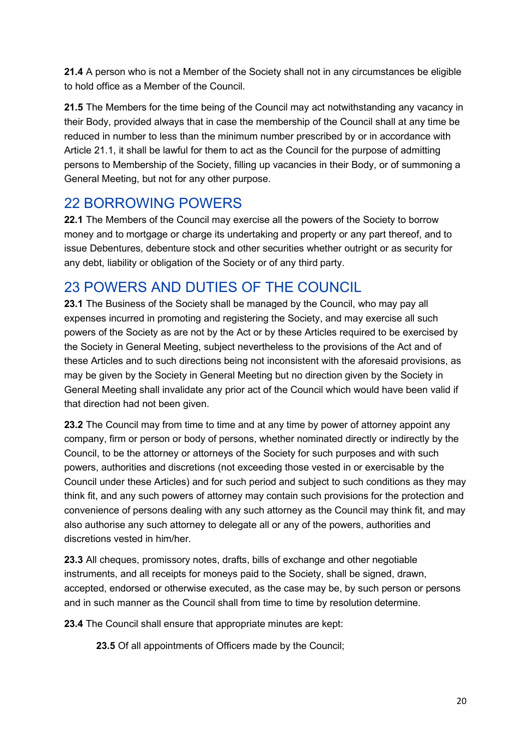**21.4** A person who is not a Member of the Society shall not in any circumstances be eligible to hold office as a Member of the Council.

**21.5** The Members for the time being of the Council may act notwithstanding any vacancy in their Body, provided always that in case the membership of the Council shall at any time be reduced in number to less than the minimum number prescribed by or in accordance with Article 21.1, it shall be lawful for them to act as the Council for the purpose of admitting persons to Membership of the Society, filling up vacancies in their Body, or of summoning a General Meeting, but not for any other purpose.

## 22 BORROWING POWERS

**22.1** The Members of the Council may exercise all the powers of the Society to borrow money and to mortgage or charge its undertaking and property or any part thereof, and to issue Debentures, debenture stock and other securities whether outright or as security for any debt, liability or obligation of the Society or of any third party.

## 23 POWERS AND DUTIES OF THE COUNCIL

**23.1** The Business of the Society shall be managed by the Council, who may pay all expenses incurred in promoting and registering the Society, and may exercise all such powers of the Society as are not by the Act or by these Articles required to be exercised by the Society in General Meeting, subject nevertheless to the provisions of the Act and of these Articles and to such directions being not inconsistent with the aforesaid provisions, as may be given by the Society in General Meeting but no direction given by the Society in General Meeting shall invalidate any prior act of the Council which would have been valid if that direction had not been given.

**23.2** The Council may from time to time and at any time by power of attorney appoint any company, firm or person or body of persons, whether nominated directly or indirectly by the Council, to be the attorney or attorneys of the Society for such purposes and with such powers, authorities and discretions (not exceeding those vested in or exercisable by the Council under these Articles) and for such period and subject to such conditions as they may think fit, and any such powers of attorney may contain such provisions for the protection and convenience of persons dealing with any such attorney as the Council may think fit, and may also authorise any such attorney to delegate all or any of the powers, authorities and discretions vested in him/her.

**23.3** All cheques, promissory notes, drafts, bills of exchange and other negotiable instruments, and all receipts for moneys paid to the Society, shall be signed, drawn, accepted, endorsed or otherwise executed, as the case may be, by such person or persons and in such manner as the Council shall from time to time by resolution determine.

**23.4** The Council shall ensure that appropriate minutes are kept:

> **23.5** Of all appointments of Officers made by the Council;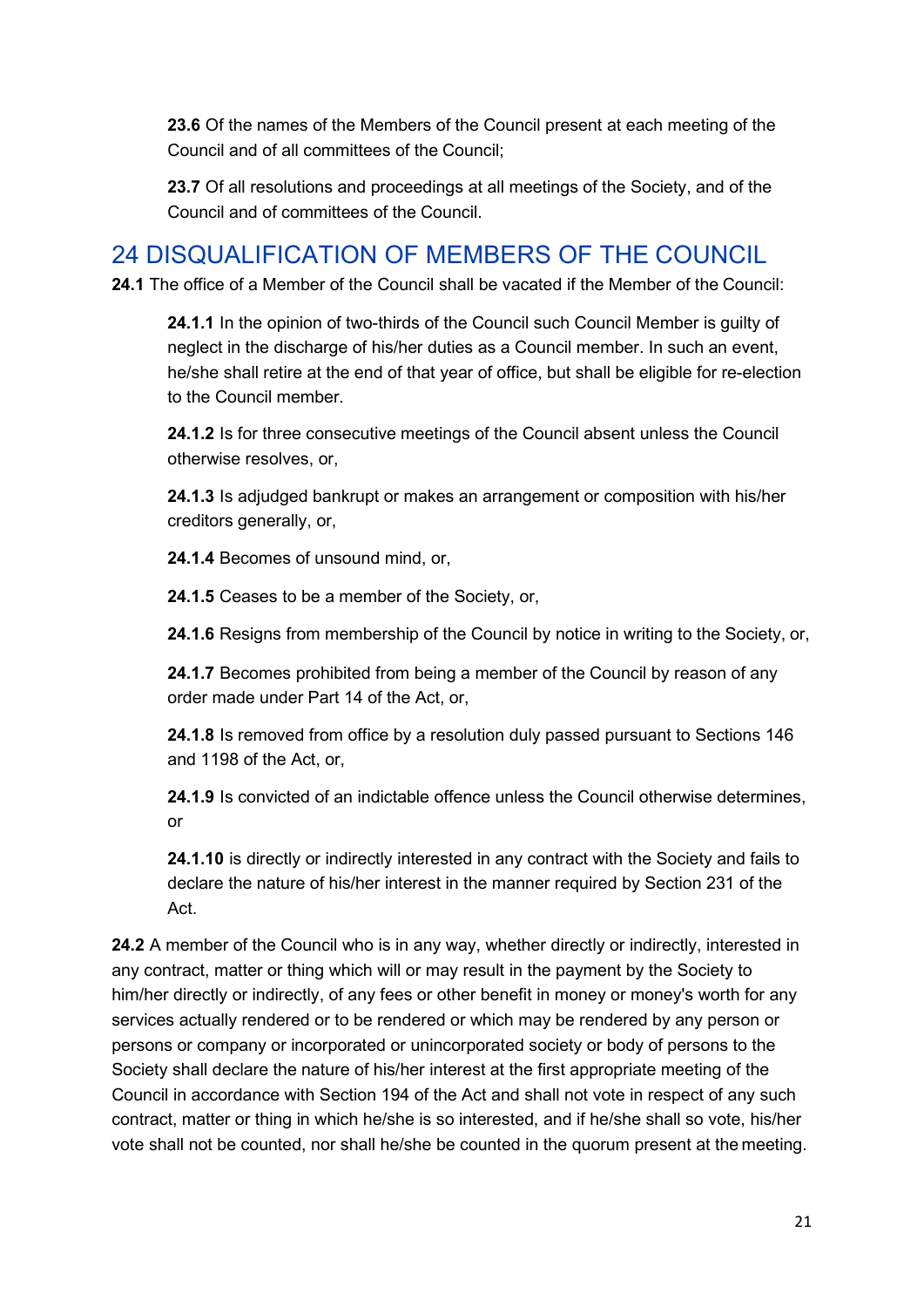**23.6** Of the names of the Members of the Council present at each meeting of the Council and of all committees of the Council;

**23.7** Of all resolutions and proceedings at all meetings of the Society, and of the Council and of committees of the Council.

## 24 DISQUALIFICATION OF MEMBERS OF THE COUNCIL

**24.1** The office of a Member of the Council shall be vacated if the Member of the Council:

**24.1.1** In the opinion of two-thirds of the Council such Council Member is guilty of neglect in the discharge of his/her duties as a Council member. In such an event, he/she shall retire at the end of that year of office, but shall be eligible for re-election to the Council member.

**24.1.2** Is for three consecutive meetings of the Council absent unless the Council otherwise resolves, or,

**24.1.3** Is adjudged bankrupt or makes an arrangement or composition with his/her creditors generally, or,

**24.1.4** Becomes of unsound mind, or,

**24.1.5** Ceases to be a member of the Society, or,

**24.1.6** Resigns from membership of the Council by notice in writing to the Society, or,

**24.1.7** Becomes prohibited from being a member of the Council by reason of any order made under Part 14 of the Act, or,

**24.1.8** Is removed from office by a resolution duly passed pursuant to Sections 146 and 1198 of the Act, or,

**24.1.9** Is convicted of an indictable offence unless the Council otherwise determines, or

**24.1.10** is directly or indirectly interested in any contract with the Society and fails to declare the nature of his/her interest in the manner required by Section 231 of the Act.

**24.2** A member of the Council who is in any way, whether directly or indirectly, interested in any contract, matter or thing which will or may result in the payment by the Society to him/her directly or indirectly, of any fees or other benefit in money or money's worth for any services actually rendered or to be rendered or which may be rendered by any person or persons or company or incorporated or unincorporated society or body of persons to the Society shall declare the nature of his/her interest at the first appropriate meeting of the Council in accordance with Section 194 of the Act and shall not vote in respect of any such contract, matter or thing in which he/she is so interested, and if he/she shall so vote, his/her vote shall not be counted, nor shall he/she be counted in the quorum present at the meeting.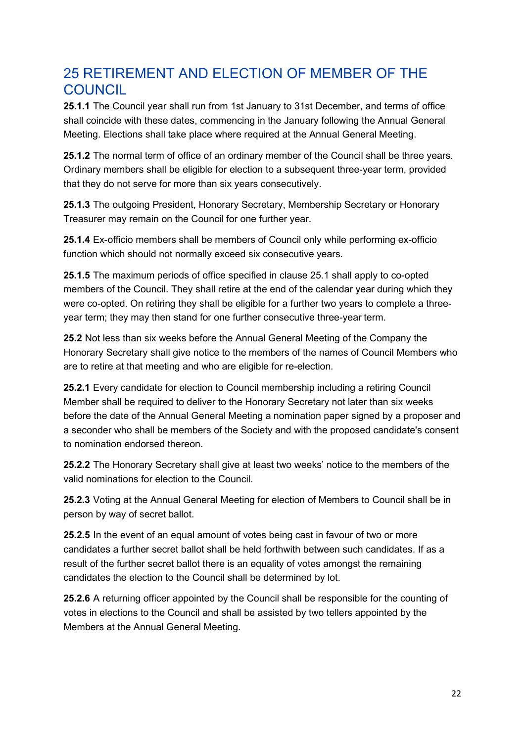## 25 RETIREMENT AND ELECTION OF MEMBER OF THE COUNCIL

**25.1.1** The Council year shall run from 1st January to 31st December, and terms of office shall coincide with these dates, commencing in the January following the Annual General Meeting. Elections shall take place where required at the Annual General Meeting.

**25.1.2** The normal term of office of an ordinary member of the Council shall be three years. Ordinary members shall be eligible for election to a subsequent three-year term, provided that they do not serve for more than six years consecutively.

**25.1.3** The outgoing President, Honorary Secretary, Membership Secretary or Honorary Treasurer may remain on the Council for one further year.

**25.1.4** Ex-officio members shall be members of Council only while performing ex-officio function which should not normally exceed six consecutive years.

**25.1.5** The maximum periods of office specified in clause 25.1 shall apply to co-opted members of the Council. They shall retire at the end of the calendar year during which they were co-opted. On retiring they shall be eligible for a further two years to complete a three-year term; they may then stand for one further consecutive three-year term.

**25.2** Not less than six weeks before the Annual General Meeting of the Company the Honorary Secretary shall give notice to the members of the names of Council Members who are to retire at that meeting and who are eligible for re-election.

**25.2.1** Every candidate for election to Council membership including a retiring Council Member shall be required to deliver to the Honorary Secretary not later than six weeks before the date of the Annual General Meeting a nomination paper signed by a proposer and a seconder who shall be members of the Society and with the proposed candidate's consent to nomination endorsed thereon.

**25.2.2** The Honorary Secretary shall give at least two weeks' notice to the members of the valid nominations for election to the Council.

**25.2.3** Voting at the Annual General Meeting for election of Members to Council shall be in person by way of secret ballot.

**25.2.5** In the event of an equal amount of votes being cast in favour of two or more candidates a further secret ballot shall be held forthwith between such candidates. If as a result of the further secret ballot there is an equality of votes amongst the remaining candidates the election to the Council shall be determined by lot.

**25.2.6** A returning officer appointed by the Council shall be responsible for the counting of votes in elections to the Council and shall be assisted by two tellers appointed by the Members at the Annual General Meeting.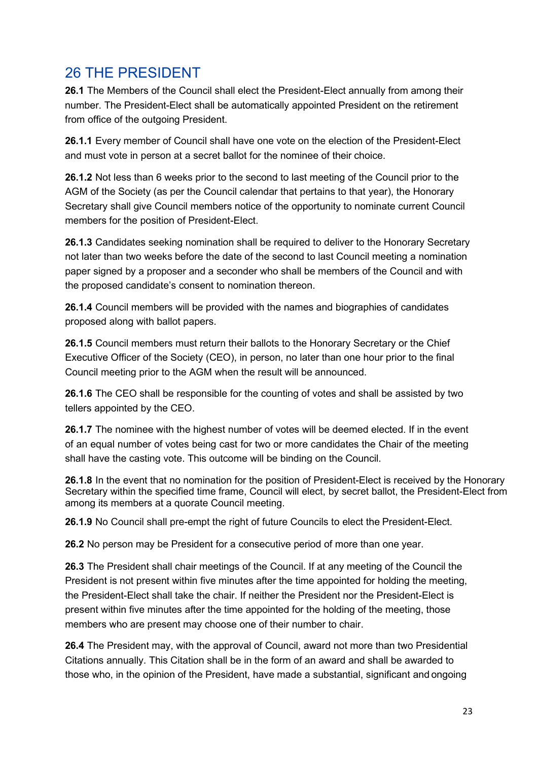# 26 THE PRESIDENT

**26.1** The Members of the Council shall elect the President-Elect annually from among their number. The President-Elect shall be automatically appointed President on the retirement from office of the outgoing President.

**26.1.1** Every member of Council shall have one vote on the election of the President-Elect and must vote in person at a secret ballot for the nominee of their choice.

**26.1.2** Not less than 6 weeks prior to the second to last meeting of the Council prior to the AGM of the Society (as per the Council calendar that pertains to that year), the Honorary Secretary shall give Council members notice of the opportunity to nominate current Council members for the position of President-Elect.

**26.1.3** Candidates seeking nomination shall be required to deliver to the Honorary Secretary not later than two weeks before the date of the second to last Council meeting a nomination paper signed by a proposer and a seconder who shall be members of the Council and with the proposed candidate's consent to nomination thereon.

**26.1.4** Council members will be provided with the names and biographies of candidates proposed along with ballot papers.

**26.1.5** Council members must return their ballots to the Honorary Secretary or the Chief Executive Officer of the Society (CEO), in person, no later than one hour prior to the final Council meeting prior to the AGM when the result will be announced.

**26.1.6** The CEO shall be responsible for the counting of votes and shall be assisted by two tellers appointed by the CEO.

**26.1.7** The nominee with the highest number of votes will be deemed elected. If in the event of an equal number of votes being cast for two or more candidates the Chair of the meeting shall have the casting vote. This outcome will be binding on the Council.

**26.1.8** In the event that no nomination for the position of President-Elect is received by the Honorary Secretary within the specified time frame, Council will elect, by secret ballot, the President-Elect from among its members at a quorate Council meeting.

**26.1.9** No Council shall pre-empt the right of future Councils to elect the President-Elect.

**26.2** No person may be President for a consecutive period of more than one year.

**26.3** The President shall chair meetings of the Council. If at any meeting of the Council the President is not present within five minutes after the time appointed for holding the meeting, the President-Elect shall take the chair. If neither the President nor the President-Elect is present within five minutes after the time appointed for the holding of the meeting, those members who are present may choose one of their number to chair.

**26.4** The President may, with the approval of Council, award not more than two Presidential Citations annually. This Citation shall be in the form of an award and shall be awarded to those who, in the opinion of the President, have made a substantial, significant and ongoing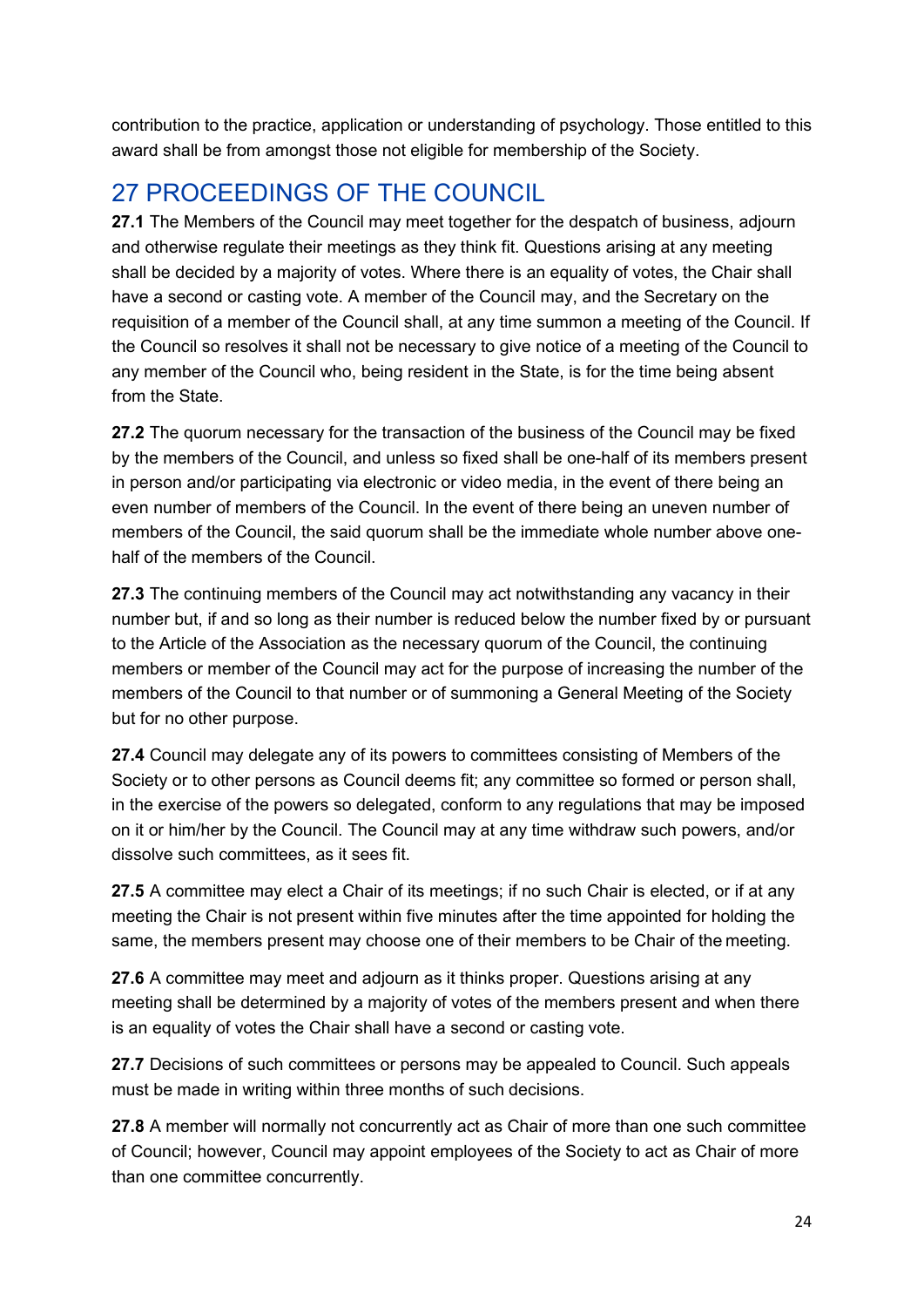contribution to the practice, application or understanding of psychology. Those entitled to this award shall be from amongst those not eligible for membership of the Society.

## 27 PROCEEDINGS OF THE COUNCIL

**27.1** The Members of the Council may meet together for the despatch of business, adjourn and otherwise regulate their meetings as they think fit. Questions arising at any meeting shall be decided by a majority of votes. Where there is an equality of votes, the Chair shall have a second or casting vote. A member of the Council may, and the Secretary on the requisition of a member of the Council shall, at any time summon a meeting of the Council. If the Council so resolves it shall not be necessary to give notice of a meeting of the Council to any member of the Council who, being resident in the State, is for the time being absent from the State.

**27.2** The quorum necessary for the transaction of the business of the Council may be fixed by the members of the Council, and unless so fixed shall be one-half of its members present in person and/or participating via electronic or video media, in the event of there being an even number of members of the Council. In the event of there being an uneven number of members of the Council, the said quorum shall be the immediate whole number above one-half of the members of the Council.

**27.3** The continuing members of the Council may act notwithstanding any vacancy in their number but, if and so long as their number is reduced below the number fixed by or pursuant to the Article of the Association as the necessary quorum of the Council, the continuing members or member of the Council may act for the purpose of increasing the number of the members of the Council to that number or of summoning a General Meeting of the Society but for no other purpose.

**27.4** Council may delegate any of its powers to committees consisting of Members of the Society or to other persons as Council deems fit; any committee so formed or person shall, in the exercise of the powers so delegated, conform to any regulations that may be imposed on it or him/her by the Council. The Council may at any time withdraw such powers, and/or dissolve such committees, as it sees fit.

**27.5** A committee may elect a Chair of its meetings; if no such Chair is elected, or if at any meeting the Chair is not present within five minutes after the time appointed for holding the same, the members present may choose one of their members to be Chair of the meeting.

**27.6** A committee may meet and adjourn as it thinks proper. Questions arising at any meeting shall be determined by a majority of votes of the members present and when there is an equality of votes the Chair shall have a second or casting vote.

**27.7** Decisions of such committees or persons may be appealed to Council. Such appeals must be made in writing within three months of such decisions.

**27.8** A member will normally not concurrently act as Chair of more than one such committee of Council; however, Council may appoint employees of the Society to act as Chair of more than one committee concurrently.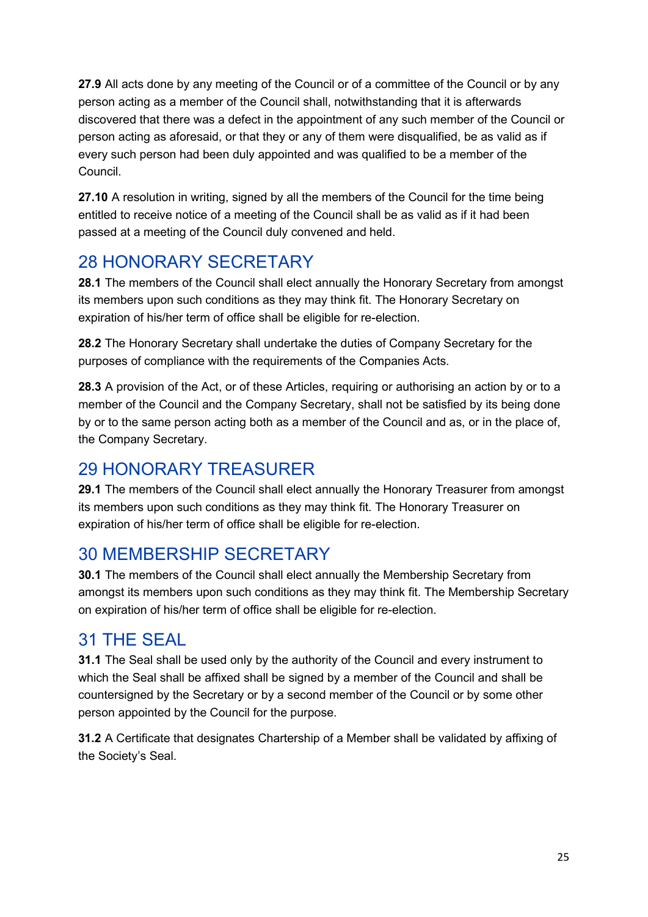**27.9** All acts done by any meeting of the Council or of a committee of the Council or by any person acting as a member of the Council shall, notwithstanding that it is afterwards discovered that there was a defect in the appointment of any such member of the Council or person acting as aforesaid, or that they or any of them were disqualified, be as valid as if every such person had been duly appointed and was qualified to be a member of the Council.

**27.10** A resolution in writing, signed by all the members of the Council for the time being entitled to receive notice of a meeting of the Council shall be as valid as if it had been passed at a meeting of the Council duly convened and held.

## 28 HONORARY SECRETARY

**28.1** The members of the Council shall elect annually the Honorary Secretary from amongst its members upon such conditions as they may think fit. The Honorary Secretary on expiration of his/her term of office shall be eligible for re-election.

**28.2** The Honorary Secretary shall undertake the duties of Company Secretary for the purposes of compliance with the requirements of the Companies Acts.

**28.3** A provision of the Act, or of these Articles, requiring or authorising an action by or to a member of the Council and the Company Secretary, shall not be satisfied by its being done by or to the same person acting both as a member of the Council and as, or in the place of, the Company Secretary.

## 29 HONORARY TREASURER

**29.1** The members of the Council shall elect annually the Honorary Treasurer from amongst its members upon such conditions as they may think fit. The Honorary Treasurer on expiration of his/her term of office shall be eligible for re-election.

## 30 MEMBERSHIP SECRETARY

**30.1** The members of the Council shall elect annually the Membership Secretary from amongst its members upon such conditions as they may think fit. The Membership Secretary on expiration of his/her term of office shall be eligible for re-election.

## 31 THE SEAL

**31.1** The Seal shall be used only by the authority of the Council and every instrument to which the Seal shall be affixed shall be signed by a member of the Council and shall be countersigned by the Secretary or by a second member of the Council or by some other person appointed by the Council for the purpose.

**31.2** A Certificate that designates Chartership of a Member shall be validated by affixing of the Society's Seal.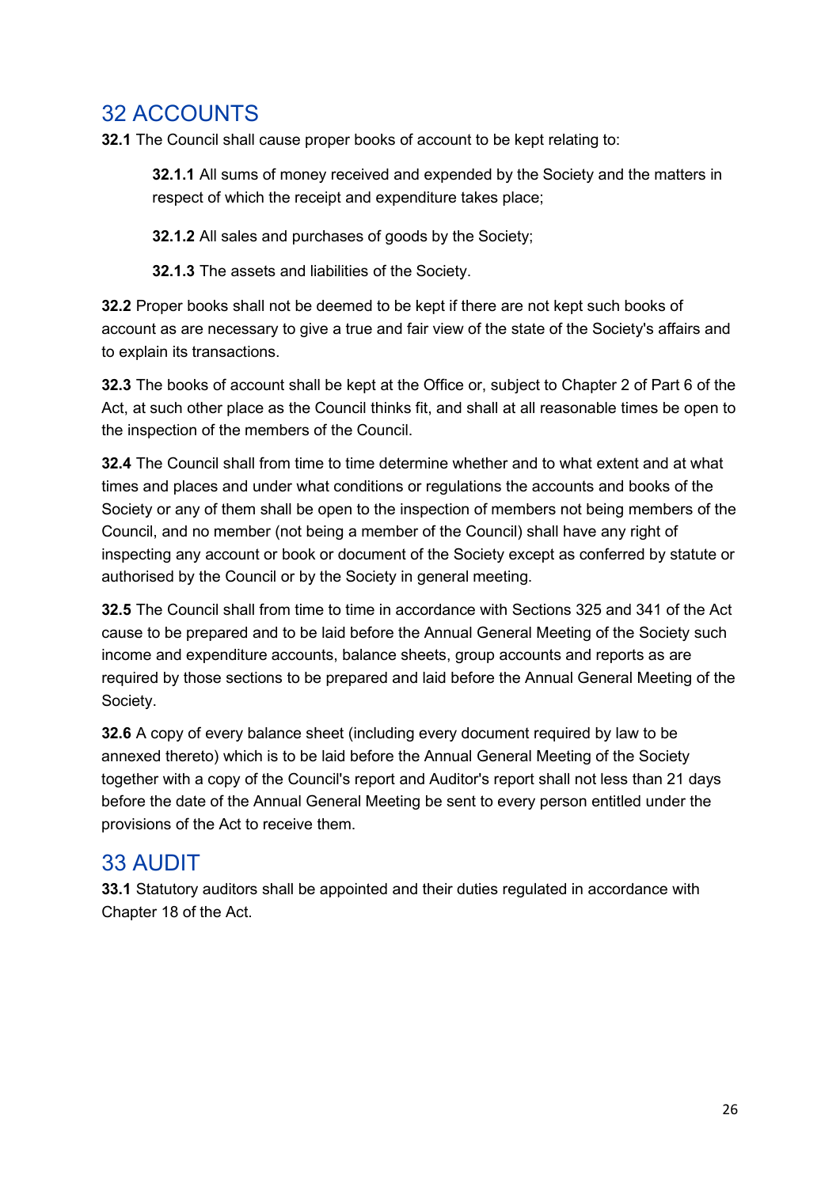## 32 ACCOUNTS

**32.1** The Council shall cause proper books of account to be kept relating to:

> **32.1.1** All sums of money received and expended by the Society and the matters in respect of which the receipt and expenditure takes place;
>
> **32.1.2** All sales and purchases of goods by the Society;
>
> **32.1.3** The assets and liabilities of the Society.

**32.2** Proper books shall not be deemed to be kept if there are not kept such books of account as are necessary to give a true and fair view of the state of the Society's affairs and to explain its transactions.

**32.3** The books of account shall be kept at the Office or, subject to Chapter 2 of Part 6 of the Act, at such other place as the Council thinks fit, and shall at all reasonable times be open to the inspection of the members of the Council.

**32.4** The Council shall from time to time determine whether and to what extent and at what times and places and under what conditions or regulations the accounts and books of the Society or any of them shall be open to the inspection of members not being members of the Council, and no member (not being a member of the Council) shall have any right of inspecting any account or book or document of the Society except as conferred by statute or authorised by the Council or by the Society in general meeting.

**32.5** The Council shall from time to time in accordance with Sections 325 and 341 of the Act cause to be prepared and to be laid before the Annual General Meeting of the Society such income and expenditure accounts, balance sheets, group accounts and reports as are required by those sections to be prepared and laid before the Annual General Meeting of the Society.

**32.6** A copy of every balance sheet (including every document required by law to be annexed thereto) which is to be laid before the Annual General Meeting of the Society together with a copy of the Council's report and Auditor's report shall not less than 21 days before the date of the Annual General Meeting be sent to every person entitled under the provisions of the Act to receive them.

## 33 AUDIT

**33.1** Statutory auditors shall be appointed and their duties regulated in accordance with Chapter 18 of the Act.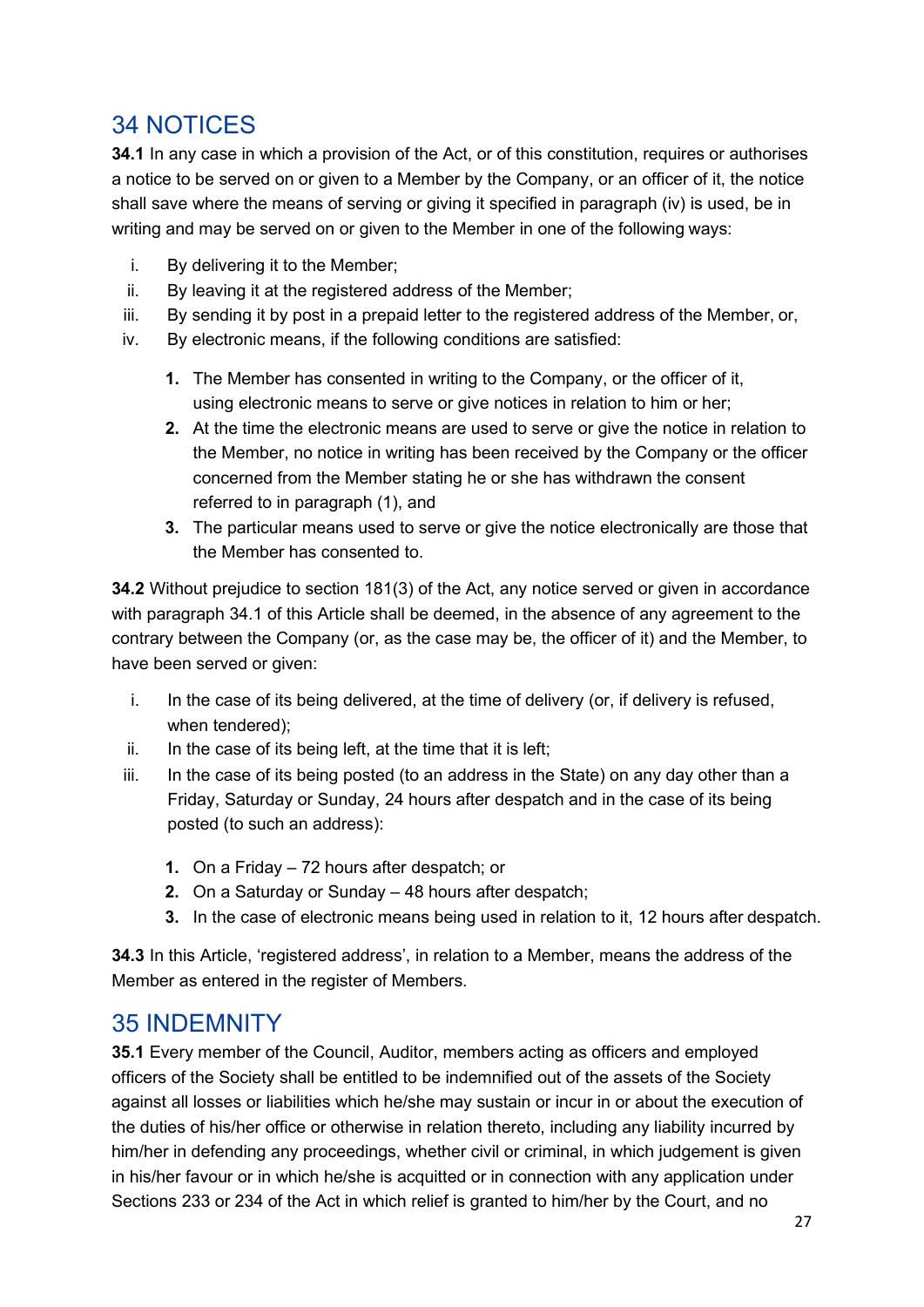## 34 NOTICES

**34.1** In any case in which a provision of the Act, or of this constitution, requires or authorises a notice to be served on or given to a Member by the Company, or an officer of it, the notice shall save where the means of serving or giving it specified in paragraph (iv) is used, be in writing and may be served on or given to the Member in one of the following ways:

i. By delivering it to the Member;
ii. By leaving it at the registered address of the Member;
iii. By sending it by post in a prepaid letter to the registered address of the Member, or,
iv. By electronic means, if the following conditions are satisfied:

   1. The Member has consented in writing to the Company, or the officer of it, using electronic means to serve or give notices in relation to him or her;
   2. At the time the electronic means are used to serve or give the notice in relation to the Member, no notice in writing has been received by the Company or the officer concerned from the Member stating he or she has withdrawn the consent referred to in paragraph (1), and
   3. The particular means used to serve or give the notice electronically are those that the Member has consented to.

**34.2** Without prejudice to section 181(3) of the Act, any notice served or given in accordance with paragraph 34.1 of this Article shall be deemed, in the absence of any agreement to the contrary between the Company (or, as the case may be, the officer of it) and the Member, to have been served or given:

i. In the case of its being delivered, at the time of delivery (or, if delivery is refused, when tendered);
ii. In the case of its being left, at the time that it is left;
iii. In the case of its being posted (to an address in the State) on any day other than a Friday, Saturday or Sunday, 24 hours after despatch and in the case of its being posted (to such an address):

   1. On a Friday – 72 hours after despatch; or
   2. On a Saturday or Sunday – 48 hours after despatch;
   3. In the case of electronic means being used in relation to it, 12 hours after despatch.

**34.3** In this Article, 'registered address', in relation to a Member, means the address of the Member as entered in the register of Members.

## 35 INDEMNITY

**35.1** Every member of the Council, Auditor, members acting as officers and employed officers of the Society shall be entitled to be indemnified out of the assets of the Society against all losses or liabilities which he/she may sustain or incur in or about the execution of the duties of his/her office or otherwise in relation thereto, including any liability incurred by him/her in defending any proceedings, whether civil or criminal, in which judgement is given in his/her favour or in which he/she is acquitted or in connection with any application under Sections 233 or 234 of the Act in which relief is granted to him/her by the Court, and no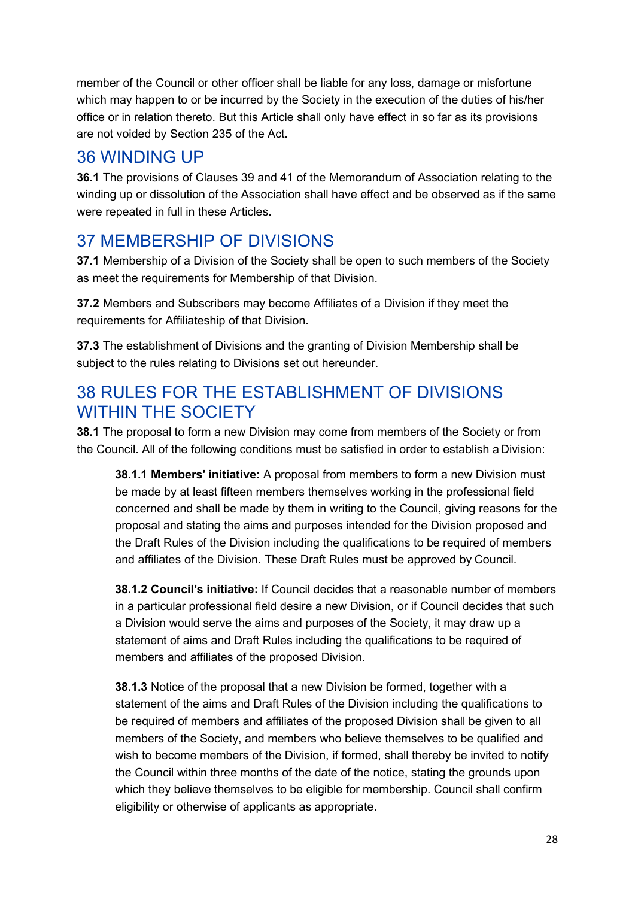member of the Council or other officer shall be liable for any loss, damage or misfortune which may happen to or be incurred by the Society in the execution of the duties of his/her office or in relation thereto. But this Article shall only have effect in so far as its provisions are not voided by Section 235 of the Act.

## 36 WINDING UP

**36.1** The provisions of Clauses 39 and 41 of the Memorandum of Association relating to the winding up or dissolution of the Association shall have effect and be observed as if the same were repeated in full in these Articles.

## 37 MEMBERSHIP OF DIVISIONS

**37.1** Membership of a Division of the Society shall be open to such members of the Society as meet the requirements for Membership of that Division.

**37.2** Members and Subscribers may become Affiliates of a Division if they meet the requirements for Affiliateship of that Division.

**37.3** The establishment of Divisions and the granting of Division Membership shall be subject to the rules relating to Divisions set out hereunder.

## 38 RULES FOR THE ESTABLISHMENT OF DIVISIONS WITHIN THE SOCIETY

**38.1** The proposal to form a new Division may come from members of the Society or from the Council. All of the following conditions must be satisfied in order to establish a Division:

> **38.1.1 Members' initiative:** A proposal from members to form a new Division must be made by at least fifteen members themselves working in the professional field concerned and shall be made by them in writing to the Council, giving reasons for the proposal and stating the aims and purposes intended for the Division proposed and the Draft Rules of the Division including the qualifications to be required of members and affiliates of the Division. These Draft Rules must be approved by Council.
>
> **38.1.2 Council's initiative:** If Council decides that a reasonable number of members in a particular professional field desire a new Division, or if Council decides that such a Division would serve the aims and purposes of the Society, it may draw up a statement of aims and Draft Rules including the qualifications to be required of members and affiliates of the proposed Division.
>
> **38.1.3** Notice of the proposal that a new Division be formed, together with a statement of the aims and Draft Rules of the Division including the qualifications to be required of members and affiliates of the proposed Division shall be given to all members of the Society, and members who believe themselves to be qualified and wish to become members of the Division, if formed, shall thereby be invited to notify the Council within three months of the date of the notice, stating the grounds upon which they believe themselves to be eligible for membership. Council shall confirm eligibility or otherwise of applicants as appropriate.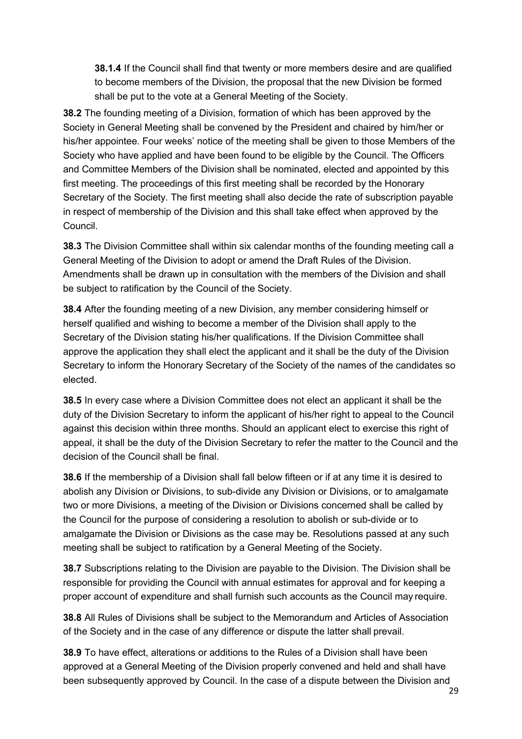**38.1.4** If the Council shall find that twenty or more members desire and are qualified to become members of the Division, the proposal that the new Division be formed shall be put to the vote at a General Meeting of the Society.

**38.2** The founding meeting of a Division, formation of which has been approved by the Society in General Meeting shall be convened by the President and chaired by him/her or his/her appointee. Four weeks' notice of the meeting shall be given to those Members of the Society who have applied and have been found to be eligible by the Council. The Officers and Committee Members of the Division shall be nominated, elected and appointed by this first meeting. The proceedings of this first meeting shall be recorded by the Honorary Secretary of the Society. The first meeting shall also decide the rate of subscription payable in respect of membership of the Division and this shall take effect when approved by the Council.

**38.3** The Division Committee shall within six calendar months of the founding meeting call a General Meeting of the Division to adopt or amend the Draft Rules of the Division. Amendments shall be drawn up in consultation with the members of the Division and shall be subject to ratification by the Council of the Society.

**38.4** After the founding meeting of a new Division, any member considering himself or herself qualified and wishing to become a member of the Division shall apply to the Secretary of the Division stating his/her qualifications. If the Division Committee shall approve the application they shall elect the applicant and it shall be the duty of the Division Secretary to inform the Honorary Secretary of the Society of the names of the candidates so elected.

**38.5** In every case where a Division Committee does not elect an applicant it shall be the duty of the Division Secretary to inform the applicant of his/her right to appeal to the Council against this decision within three months. Should an applicant elect to exercise this right of appeal, it shall be the duty of the Division Secretary to refer the matter to the Council and the decision of the Council shall be final.

**38.6** If the membership of a Division shall fall below fifteen or if at any time it is desired to abolish any Division or Divisions, to sub-divide any Division or Divisions, or to amalgamate two or more Divisions, a meeting of the Division or Divisions concerned shall be called by the Council for the purpose of considering a resolution to abolish or sub-divide or to amalgamate the Division or Divisions as the case may be. Resolutions passed at any such meeting shall be subject to ratification by a General Meeting of the Society.

**38.7** Subscriptions relating to the Division are payable to the Division. The Division shall be responsible for providing the Council with annual estimates for approval and for keeping a proper account of expenditure and shall furnish such accounts as the Council may require.

**38.8** All Rules of Divisions shall be subject to the Memorandum and Articles of Association of the Society and in the case of any difference or dispute the latter shall prevail.

**38.9** To have effect, alterations or additions to the Rules of a Division shall have been approved at a General Meeting of the Division properly convened and held and shall have been subsequently approved by Council. In the case of a dispute between the Division and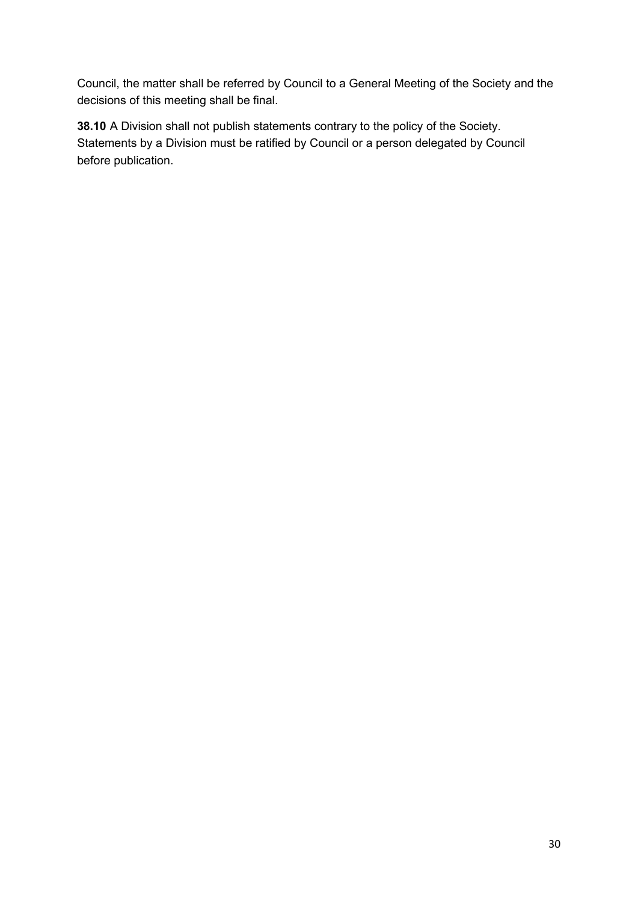Council, the matter shall be referred by Council to a General Meeting of the Society and the decisions of this meeting shall be final.

**38.10** A Division shall not publish statements contrary to the policy of the Society. Statements by a Division must be ratified by Council or a person delegated by Council before publication.